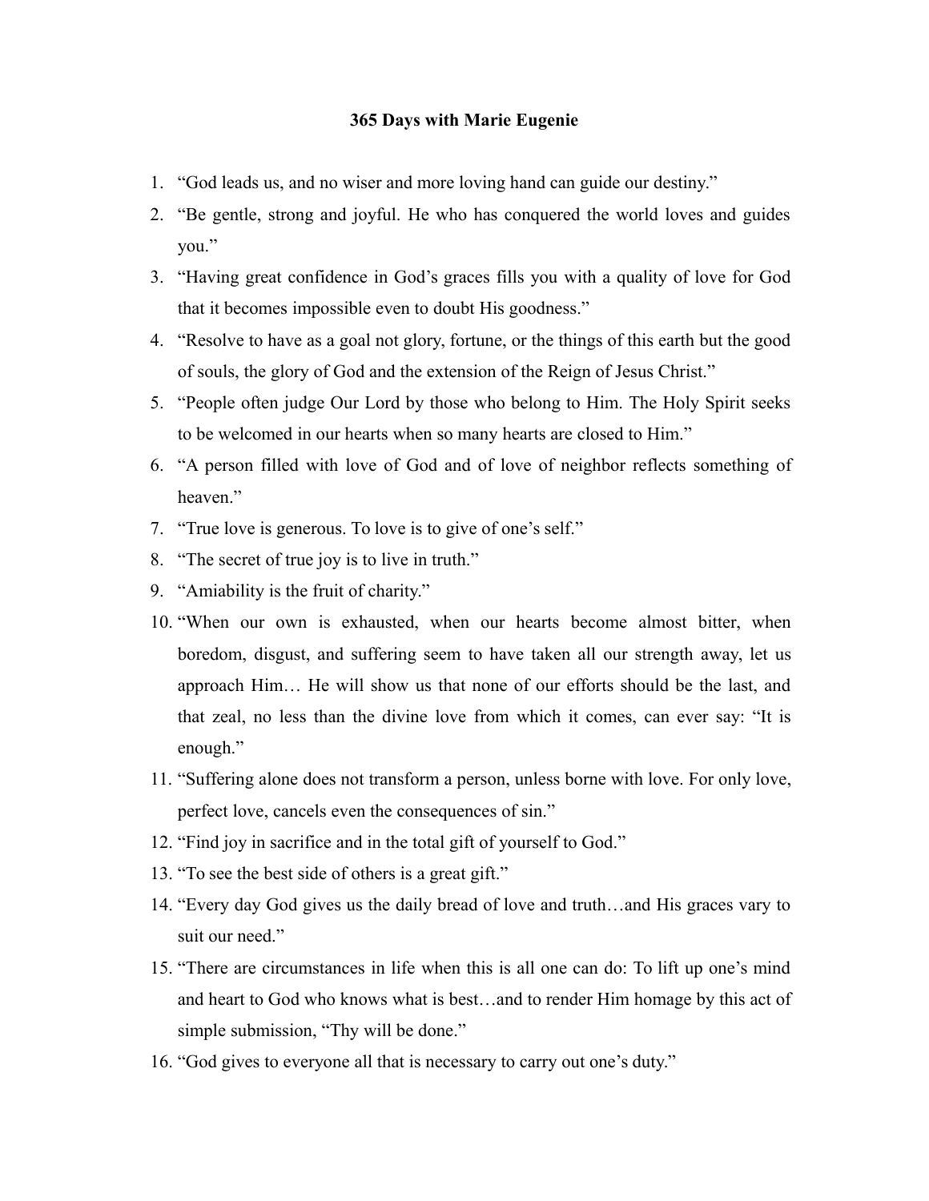**365 Days with Marie Eugenie**

1. “God leads us, and no wiser and more loving hand can guide our destiny.”
2. “Be gentle, strong and joyful. He who has conquered the world loves and guides you.”
3. “Having great confidence in God’s graces fills you with a quality of love for God that it becomes impossible even to doubt His goodness.”
4. “Resolve to have as a goal not glory, fortune, or the things of this earth but the good of souls, the glory of God and the extension of the Reign of Jesus Christ.”
5. “People often judge Our Lord by those who belong to Him. The Holy Spirit seeks to be welcomed in our hearts when so many hearts are closed to Him.”
6. “A person filled with love of God and of love of neighbor reflects something of heaven.”
7. “True love is generous. To love is to give of one’s self.”
8. “The secret of true joy is to live in truth.”
9. “Amiability is the fruit of charity.”
10. “When our own is exhausted, when our hearts become almost bitter, when boredom, disgust, and suffering seem to have taken all our strength away, let us approach Him… He will show us that none of our efforts should be the last, and that zeal, no less than the divine love from which it comes, can ever say: “It is enough.”
11. “Suffering alone does not transform a person, unless borne with love. For only love, perfect love, cancels even the consequences of sin.”
12. “Find joy in sacrifice and in the total gift of yourself to God.”
13. “To see the best side of others is a great gift.”
14. “Every day God gives us the daily bread of love and truth…and His graces vary to suit our need.”
15. “There are circumstances in life when this is all one can do: To lift up one’s mind and heart to God who knows what is best…and to render Him homage by this act of simple submission, “Thy will be done.”
16. “God gives to everyone all that is necessary to carry out one’s duty.”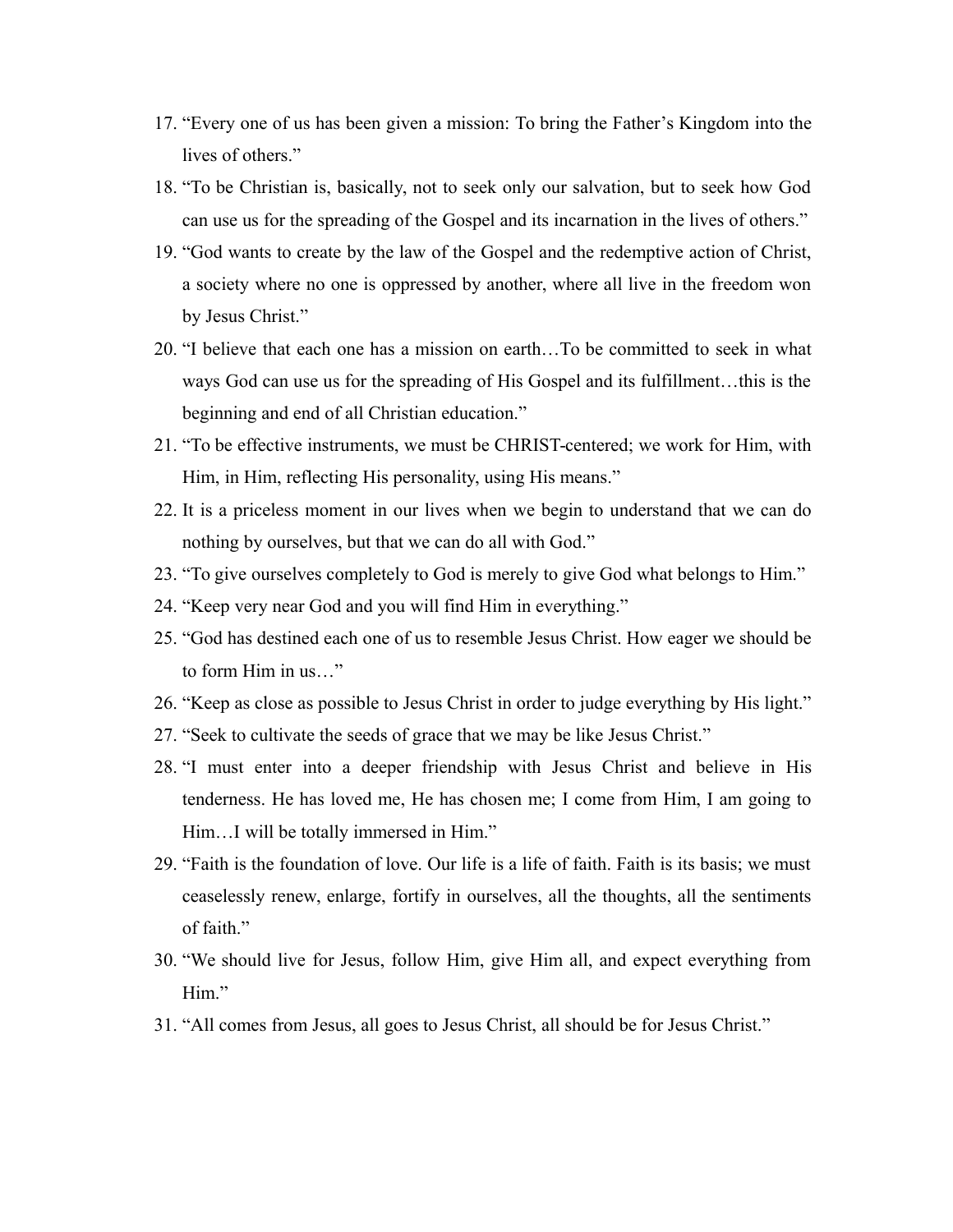17. "Every one of us has been given a mission: To bring the Father's Kingdom into the lives of others."
18. "To be Christian is, basically, not to seek only our salvation, but to seek how God can use us for the spreading of the Gospel and its incarnation in the lives of others."
19. "God wants to create by the law of the Gospel and the redemptive action of Christ, a society where no one is oppressed by another, where all live in the freedom won by Jesus Christ."
20. "I believe that each one has a mission on earth…To be committed to seek in what ways God can use us for the spreading of His Gospel and its fulfillment…this is the beginning and end of all Christian education."
21. "To be effective instruments, we must be CHRIST-centered; we work for Him, with Him, in Him, reflecting His personality, using His means."
22. It is a priceless moment in our lives when we begin to understand that we can do nothing by ourselves, but that we can do all with God."
23. "To give ourselves completely to God is merely to give God what belongs to Him."
24. "Keep very near God and you will find Him in everything."
25. "God has destined each one of us to resemble Jesus Christ. How eager we should be to form Him in us…"
26. "Keep as close as possible to Jesus Christ in order to judge everything by His light."
27. "Seek to cultivate the seeds of grace that we may be like Jesus Christ."
28. "I must enter into a deeper friendship with Jesus Christ and believe in His tenderness. He has loved me, He has chosen me; I come from Him, I am going to Him…I will be totally immersed in Him."
29. "Faith is the foundation of love. Our life is a life of faith. Faith is its basis; we must ceaselessly renew, enlarge, fortify in ourselves, all the thoughts, all the sentiments of faith."
30. "We should live for Jesus, follow Him, give Him all, and expect everything from Him."
31. "All comes from Jesus, all goes to Jesus Christ, all should be for Jesus Christ."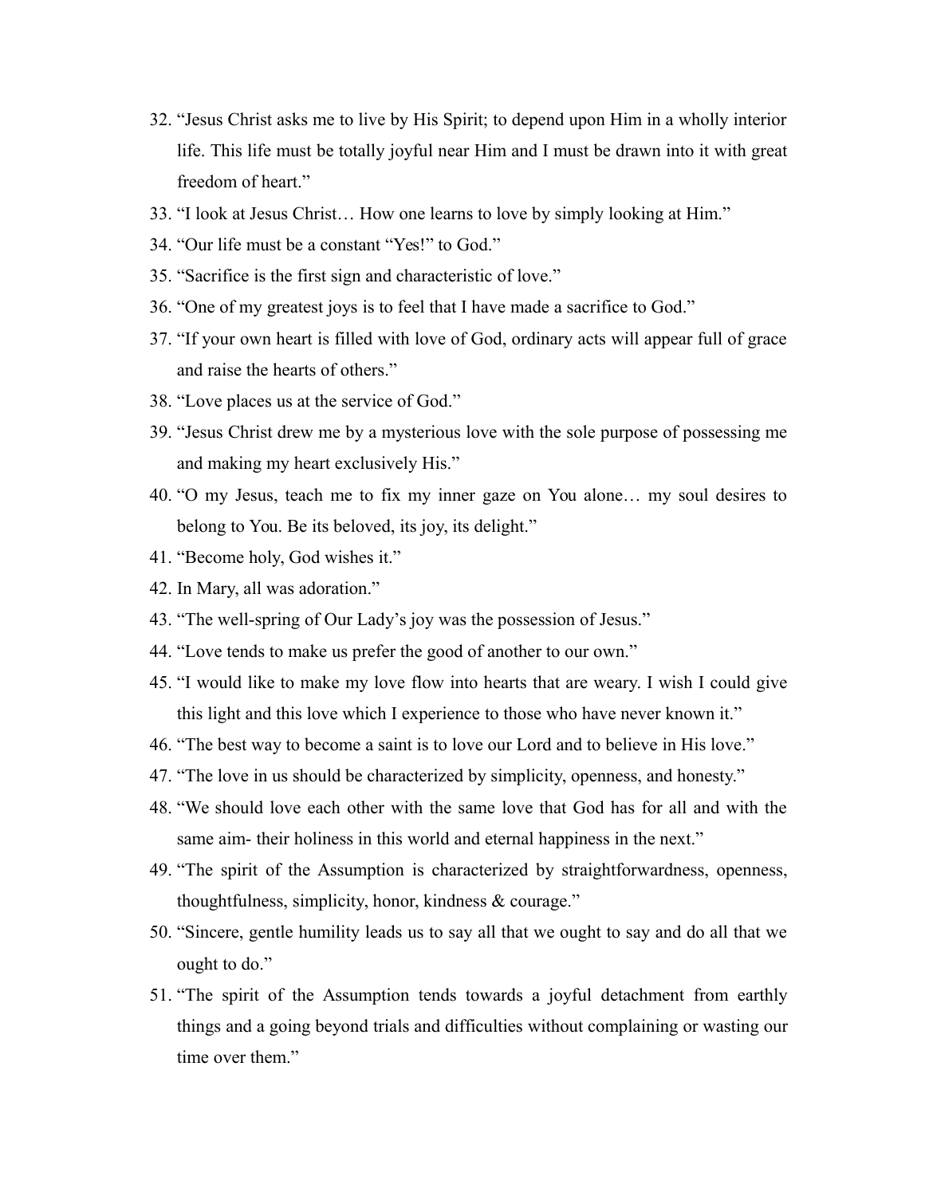32. "Jesus Christ asks me to live by His Spirit; to depend upon Him in a wholly interior life. This life must be totally joyful near Him and I must be drawn into it with great freedom of heart."
33. "I look at Jesus Christ… How one learns to love by simply looking at Him."
34. "Our life must be a constant "Yes!" to God."
35. "Sacrifice is the first sign and characteristic of love."
36. "One of my greatest joys is to feel that I have made a sacrifice to God."
37. "If your own heart is filled with love of God, ordinary acts will appear full of grace and raise the hearts of others."
38. "Love places us at the service of God."
39. "Jesus Christ drew me by a mysterious love with the sole purpose of possessing me and making my heart exclusively His."
40. "O my Jesus, teach me to fix my inner gaze on You alone… my soul desires to belong to You. Be its beloved, its joy, its delight."
41. "Become holy, God wishes it."
42. In Mary, all was adoration."
43. "The well-spring of Our Lady's joy was the possession of Jesus."
44. "Love tends to make us prefer the good of another to our own."
45. "I would like to make my love flow into hearts that are weary. I wish I could give this light and this love which I experience to those who have never known it."
46. "The best way to become a saint is to love our Lord and to believe in His love."
47. "The love in us should be characterized by simplicity, openness, and honesty."
48. "We should love each other with the same love that God has for all and with the same aim- their holiness in this world and eternal happiness in the next."
49. "The spirit of the Assumption is characterized by straightforwardness, openness, thoughtfulness, simplicity, honor, kindness & courage."
50. "Sincere, gentle humility leads us to say all that we ought to say and do all that we ought to do."
51. "The spirit of the Assumption tends towards a joyful detachment from earthly things and a going beyond trials and difficulties without complaining or wasting our time over them."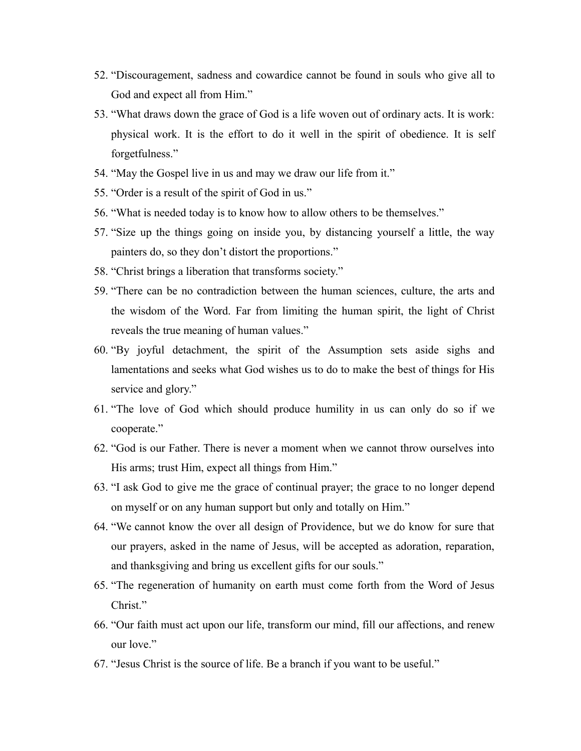52. “Discouragement, sadness and cowardice cannot be found in souls who give all to God and expect all from Him.”
53. “What draws down the grace of God is a life woven out of ordinary acts. It is work: physical work. It is the effort to do it well in the spirit of obedience. It is self forgetfulness.”
54. “May the Gospel live in us and may we draw our life from it.”
55. “Order is a result of the spirit of God in us.”
56. “What is needed today is to know how to allow others to be themselves.”
57. “Size up the things going on inside you, by distancing yourself a little, the way painters do, so they don’t distort the proportions.”
58. “Christ brings a liberation that transforms society.”
59. “There can be no contradiction between the human sciences, culture, the arts and the wisdom of the Word. Far from limiting the human spirit, the light of Christ reveals the true meaning of human values.”
60. “By joyful detachment, the spirit of the Assumption sets aside sighs and lamentations and seeks what God wishes us to do to make the best of things for His service and glory.”
61. “The love of God which should produce humility in us can only do so if we cooperate.”
62. “God is our Father. There is never a moment when we cannot throw ourselves into His arms; trust Him, expect all things from Him.”
63. “I ask God to give me the grace of continual prayer; the grace to no longer depend on myself or on any human support but only and totally on Him.”
64. “We cannot know the over all design of Providence, but we do know for sure that our prayers, asked in the name of Jesus, will be accepted as adoration, reparation, and thanksgiving and bring us excellent gifts for our souls.”
65. “The regeneration of humanity on earth must come forth from the Word of Jesus Christ.”
66. “Our faith must act upon our life, transform our mind, fill our affections, and renew our love.”
67. “Jesus Christ is the source of life. Be a branch if you want to be useful.”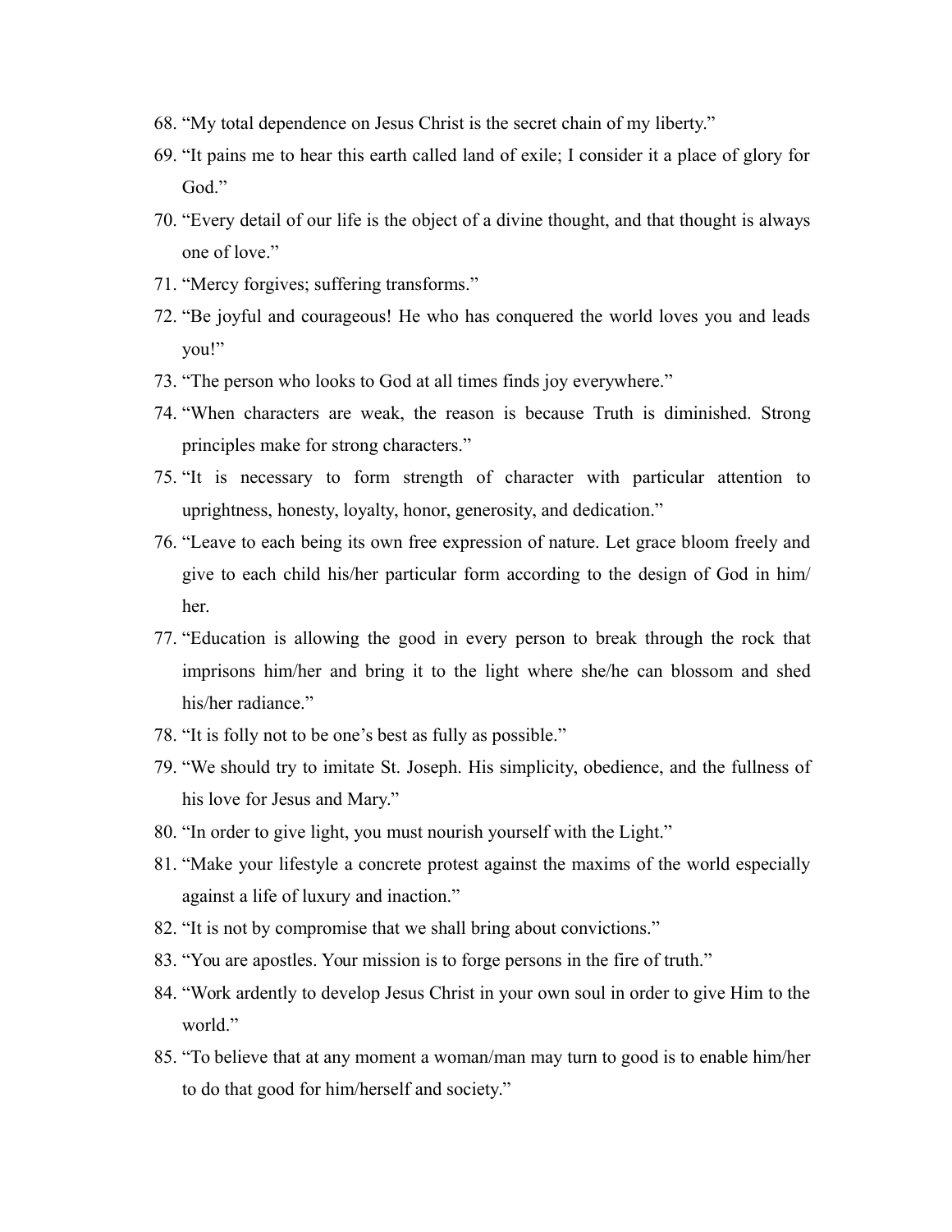68. “My total dependence on Jesus Christ is the secret chain of my liberty.”
69. “It pains me to hear this earth called land of exile; I consider it a place of glory for God.”
70. “Every detail of our life is the object of a divine thought, and that thought is always one of love.”
71. “Mercy forgives; suffering transforms.”
72. “Be joyful and courageous! He who has conquered the world loves you and leads you!”
73. “The person who looks to God at all times finds joy everywhere.”
74. “When characters are weak, the reason is because Truth is diminished. Strong principles make for strong characters.”
75. “It is necessary to form strength of character with particular attention to uprightness, honesty, loyalty, honor, generosity, and dedication.”
76. “Leave to each being its own free expression of nature. Let grace bloom freely and give to each child his/her particular form according to the design of God in him/her.
77. “Education is allowing the good in every person to break through the rock that imprisons him/her and bring it to the light where she/he can blossom and shed his/her radiance.”
78. “It is folly not to be one’s best as fully as possible.”
79. “We should try to imitate St. Joseph. His simplicity, obedience, and the fullness of his love for Jesus and Mary.”
80. “In order to give light, you must nourish yourself with the Light.”
81. “Make your lifestyle a concrete protest against the maxims of the world especially against a life of luxury and inaction.”
82. “It is not by compromise that we shall bring about convictions.”
83. “You are apostles. Your mission is to forge persons in the fire of truth.”
84. “Work ardently to develop Jesus Christ in your own soul in order to give Him to the world.”
85. “To believe that at any moment a woman/man may turn to good is to enable him/her to do that good for him/herself and society.”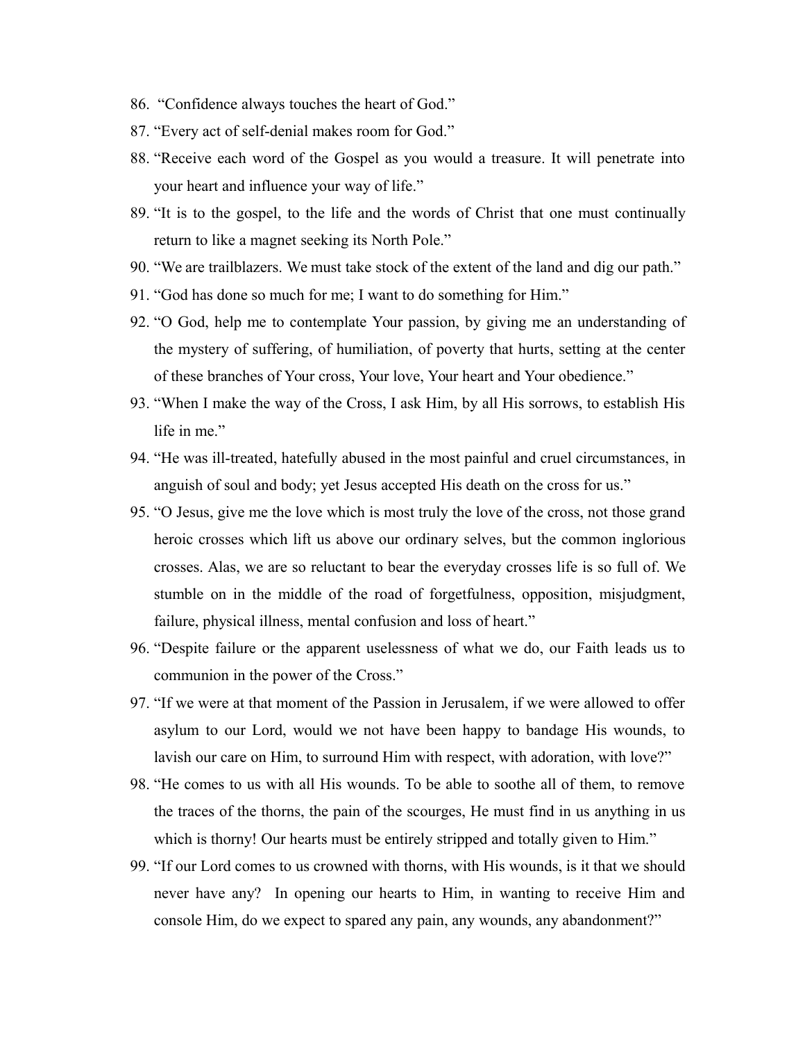86. "Confidence always touches the heart of God."
87. "Every act of self-denial makes room for God."
88. "Receive each word of the Gospel as you would a treasure. It will penetrate into your heart and influence your way of life."
89. "It is to the gospel, to the life and the words of Christ that one must continually return to like a magnet seeking its North Pole."
90. "We are trailblazers. We must take stock of the extent of the land and dig our path."
91. "God has done so much for me; I want to do something for Him."
92. "O God, help me to contemplate Your passion, by giving me an understanding of the mystery of suffering, of humiliation, of poverty that hurts, setting at the center of these branches of Your cross, Your love, Your heart and Your obedience."
93. "When I make the way of the Cross, I ask Him, by all His sorrows, to establish His life in me."
94. "He was ill-treated, hatefully abused in the most painful and cruel circumstances, in anguish of soul and body; yet Jesus accepted His death on the cross for us."
95. "O Jesus, give me the love which is most truly the love of the cross, not those grand heroic crosses which lift us above our ordinary selves, but the common inglorious crosses. Alas, we are so reluctant to bear the everyday crosses life is so full of. We stumble on in the middle of the road of forgetfulness, opposition, misjudgment, failure, physical illness, mental confusion and loss of heart."
96. "Despite failure or the apparent uselessness of what we do, our Faith leads us to communion in the power of the Cross."
97. "If we were at that moment of the Passion in Jerusalem, if we were allowed to offer asylum to our Lord, would we not have been happy to bandage His wounds, to lavish our care on Him, to surround Him with respect, with adoration, with love?"
98. "He comes to us with all His wounds. To be able to soothe all of them, to remove the traces of the thorns, the pain of the scourges, He must find in us anything in us which is thorny! Our hearts must be entirely stripped and totally given to Him."
99. "If our Lord comes to us crowned with thorns, with His wounds, is it that we should never have any? In opening our hearts to Him, in wanting to receive Him and console Him, do we expect to spared any pain, any wounds, any abandonment?"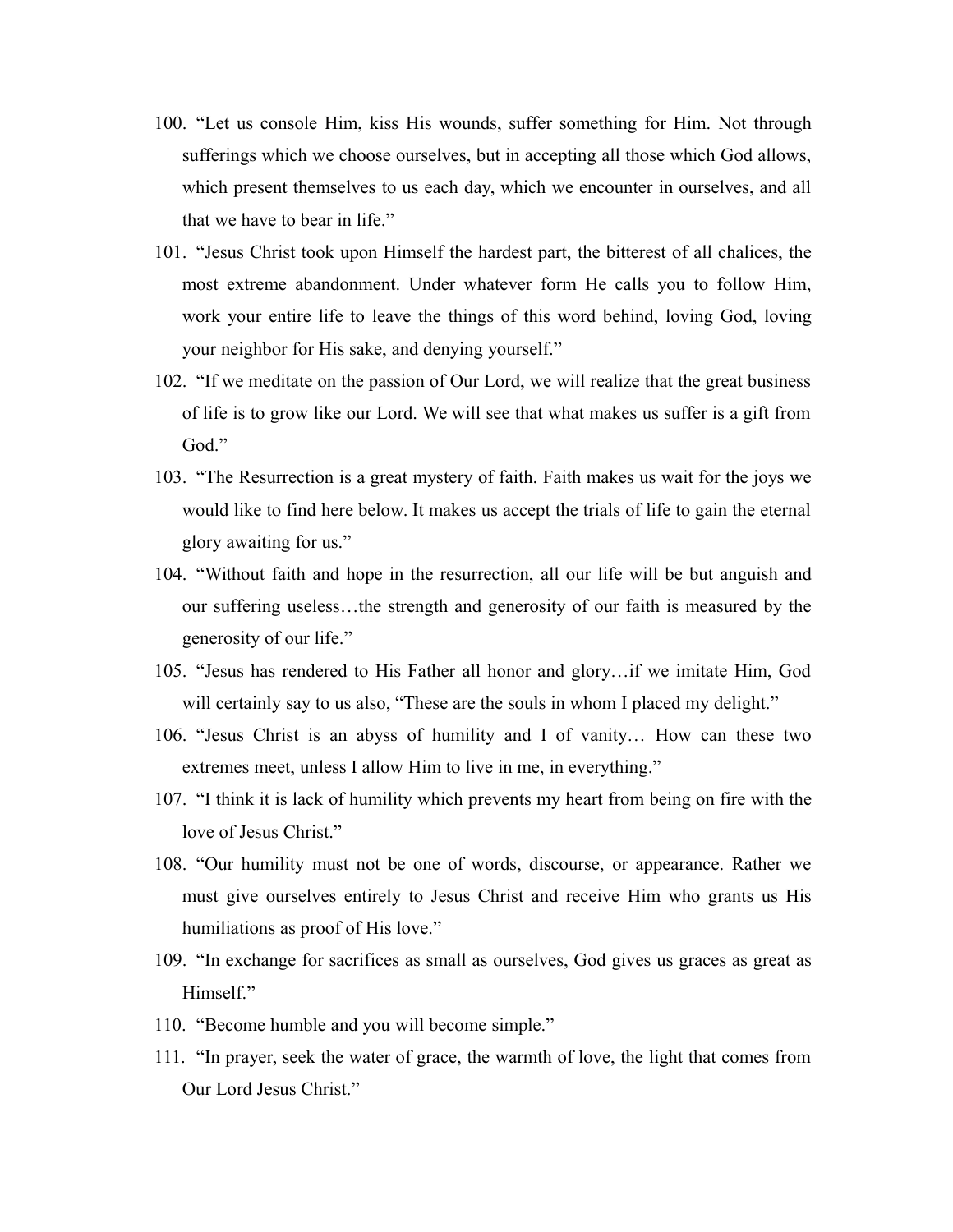100. “Let us console Him, kiss His wounds, suffer something for Him. Not through sufferings which we choose ourselves, but in accepting all those which God allows, which present themselves to us each day, which we encounter in ourselves, and all that we have to bear in life.”
101. “Jesus Christ took upon Himself the hardest part, the bitterest of all chalices, the most extreme abandonment. Under whatever form He calls you to follow Him, work your entire life to leave the things of this word behind, loving God, loving your neighbor for His sake, and denying yourself.”
102. “If we meditate on the passion of Our Lord, we will realize that the great business of life is to grow like our Lord. We will see that what makes us suffer is a gift from God.”
103. “The Resurrection is a great mystery of faith. Faith makes us wait for the joys we would like to find here below. It makes us accept the trials of life to gain the eternal glory awaiting for us.”
104. “Without faith and hope in the resurrection, all our life will be but anguish and our suffering useless…the strength and generosity of our faith is measured by the generosity of our life.”
105. “Jesus has rendered to His Father all honor and glory…if we imitate Him, God will certainly say to us also, “These are the souls in whom I placed my delight.”
106. “Jesus Christ is an abyss of humility and I of vanity… How can these two extremes meet, unless I allow Him to live in me, in everything.”
107. “I think it is lack of humility which prevents my heart from being on fire with the love of Jesus Christ.”
108. “Our humility must not be one of words, discourse, or appearance. Rather we must give ourselves entirely to Jesus Christ and receive Him who grants us His humiliations as proof of His love.”
109. “In exchange for sacrifices as small as ourselves, God gives us graces as great as Himself.”
110. “Become humble and you will become simple.”
111. “In prayer, seek the water of grace, the warmth of love, the light that comes from Our Lord Jesus Christ.”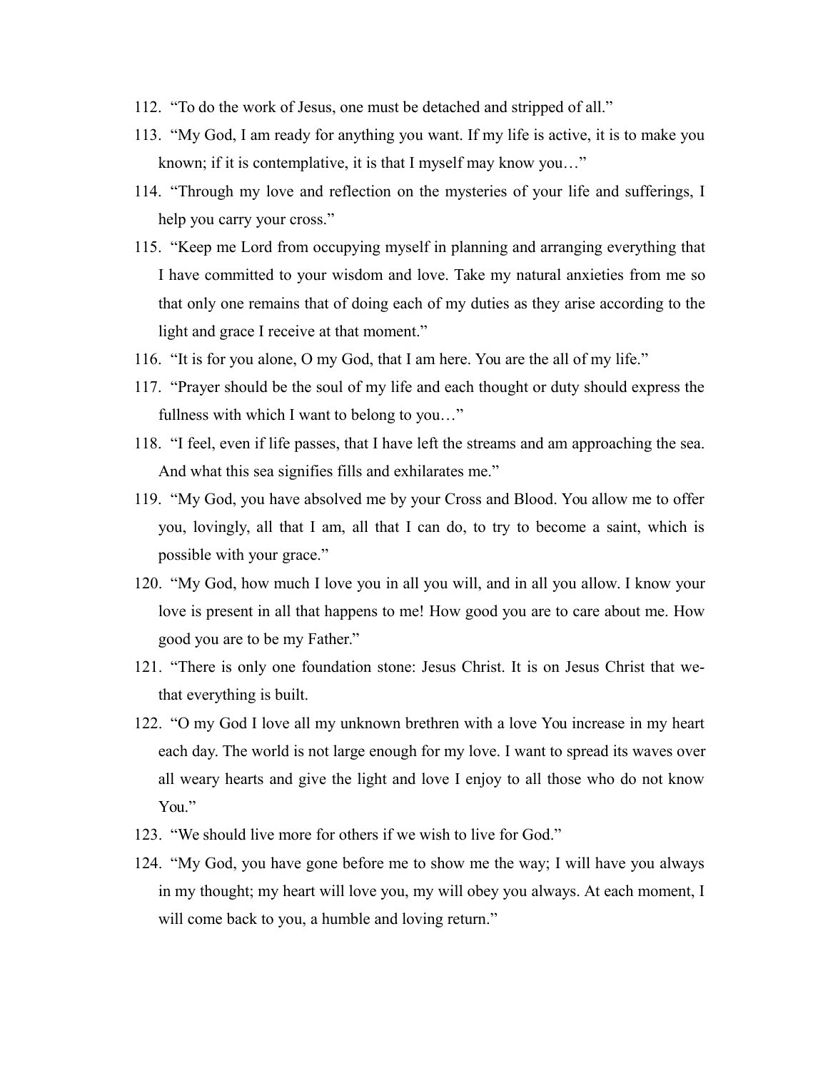112. "To do the work of Jesus, one must be detached and stripped of all."
113. "My God, I am ready for anything you want. If my life is active, it is to make you known; if it is contemplative, it is that I myself may know you…"
114. "Through my love and reflection on the mysteries of your life and sufferings, I help you carry your cross."
115. "Keep me Lord from occupying myself in planning and arranging everything that I have committed to your wisdom and love. Take my natural anxieties from me so that only one remains that of doing each of my duties as they arise according to the light and grace I receive at that moment."
116. "It is for you alone, O my God, that I am here. You are the all of my life."
117. "Prayer should be the soul of my life and each thought or duty should express the fullness with which I want to belong to you…"
118. "I feel, even if life passes, that I have left the streams and am approaching the sea. And what this sea signifies fills and exhilarates me."
119. "My God, you have absolved me by your Cross and Blood. You allow me to offer you, lovingly, all that I am, all that I can do, to try to become a saint, which is possible with your grace."
120. "My God, how much I love you in all you will, and in all you allow. I know your love is present in all that happens to me! How good you are to care about me. How good you are to be my Father."
121. "There is only one foundation stone: Jesus Christ. It is on Jesus Christ that we-that everything is built.
122. "O my God I love all my unknown brethren with a love You increase in my heart each day. The world is not large enough for my love. I want to spread its waves over all weary hearts and give the light and love I enjoy to all those who do not know You."
123. "We should live more for others if we wish to live for God."
124. "My God, you have gone before me to show me the way; I will have you always in my thought; my heart will love you, my will obey you always. At each moment, I will come back to you, a humble and loving return."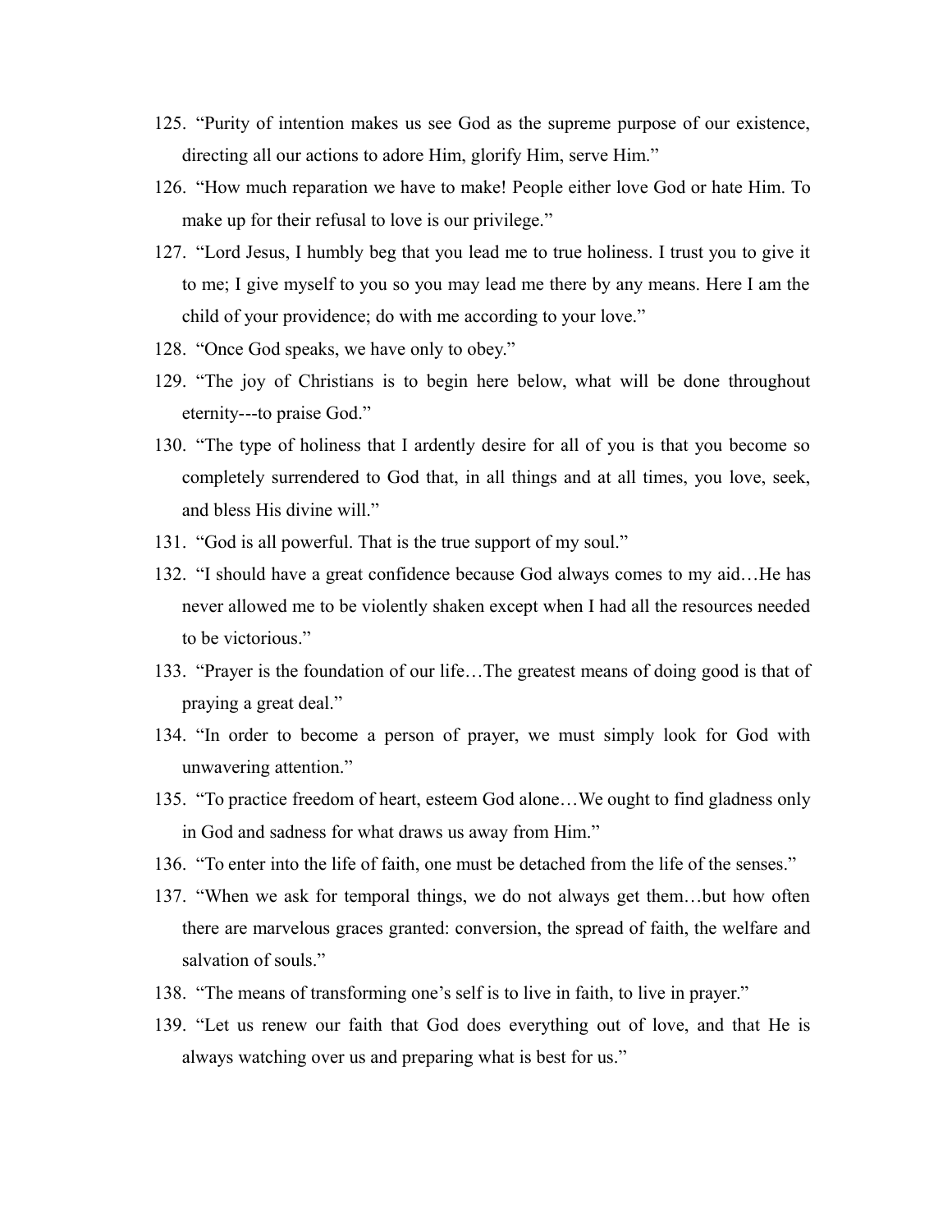125. "Purity of intention makes us see God as the supreme purpose of our existence, directing all our actions to adore Him, glorify Him, serve Him."
126. "How much reparation we have to make! People either love God or hate Him. To make up for their refusal to love is our privilege."
127. "Lord Jesus, I humbly beg that you lead me to true holiness. I trust you to give it to me; I give myself to you so you may lead me there by any means. Here I am the child of your providence; do with me according to your love."
128. "Once God speaks, we have only to obey."
129. "The joy of Christians is to begin here below, what will be done throughout eternity---to praise God."
130. "The type of holiness that I ardently desire for all of you is that you become so completely surrendered to God that, in all things and at all times, you love, seek, and bless His divine will."
131. "God is all powerful. That is the true support of my soul."
132. "I should have a great confidence because God always comes to my aid…He has never allowed me to be violently shaken except when I had all the resources needed to be victorious."
133. "Prayer is the foundation of our life…The greatest means of doing good is that of praying a great deal."
134. "In order to become a person of prayer, we must simply look for God with unwavering attention."
135. "To practice freedom of heart, esteem God alone…We ought to find gladness only in God and sadness for what draws us away from Him."
136. "To enter into the life of faith, one must be detached from the life of the senses."
137. "When we ask for temporal things, we do not always get them…but how often there are marvelous graces granted: conversion, the spread of faith, the welfare and salvation of souls."
138. "The means of transforming one's self is to live in faith, to live in prayer."
139. "Let us renew our faith that God does everything out of love, and that He is always watching over us and preparing what is best for us."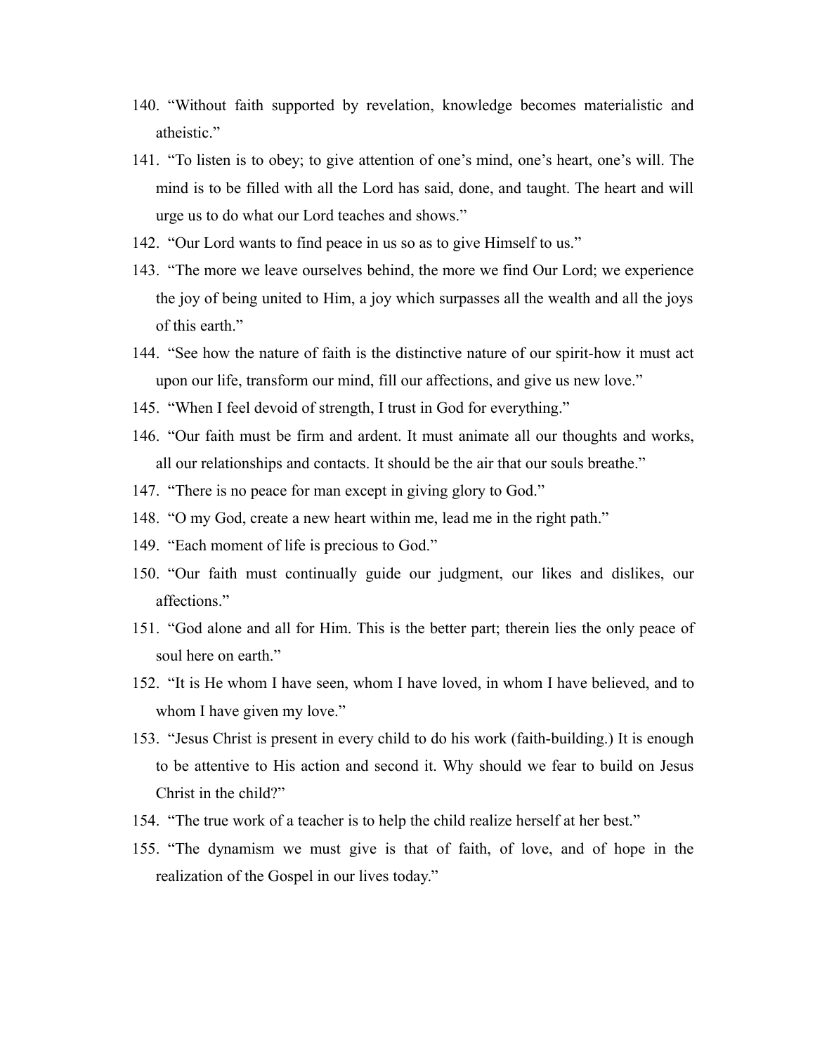140. “Without faith supported by revelation, knowledge becomes materialistic and atheistic.”
141. “To listen is to obey; to give attention of one’s mind, one’s heart, one’s will. The mind is to be filled with all the Lord has said, done, and taught. The heart and will urge us to do what our Lord teaches and shows.”
142. “Our Lord wants to find peace in us so as to give Himself to us.”
143. “The more we leave ourselves behind, the more we find Our Lord; we experience the joy of being united to Him, a joy which surpasses all the wealth and all the joys of this earth.”
144. “See how the nature of faith is the distinctive nature of our spirit-how it must act upon our life, transform our mind, fill our affections, and give us new love.”
145. “When I feel devoid of strength, I trust in God for everything.”
146. “Our faith must be firm and ardent. It must animate all our thoughts and works, all our relationships and contacts. It should be the air that our souls breathe.”
147. “There is no peace for man except in giving glory to God.”
148. “O my God, create a new heart within me, lead me in the right path.”
149. “Each moment of life is precious to God.”
150. “Our faith must continually guide our judgment, our likes and dislikes, our affections.”
151. “God alone and all for Him. This is the better part; therein lies the only peace of soul here on earth.”
152. “It is He whom I have seen, whom I have loved, in whom I have believed, and to whom I have given my love.”
153. “Jesus Christ is present in every child to do his work (faith-building.) It is enough to be attentive to His action and second it. Why should we fear to build on Jesus Christ in the child?”
154. “The true work of a teacher is to help the child realize herself at her best.”
155. “The dynamism we must give is that of faith, of love, and of hope in the realization of the Gospel in our lives today.”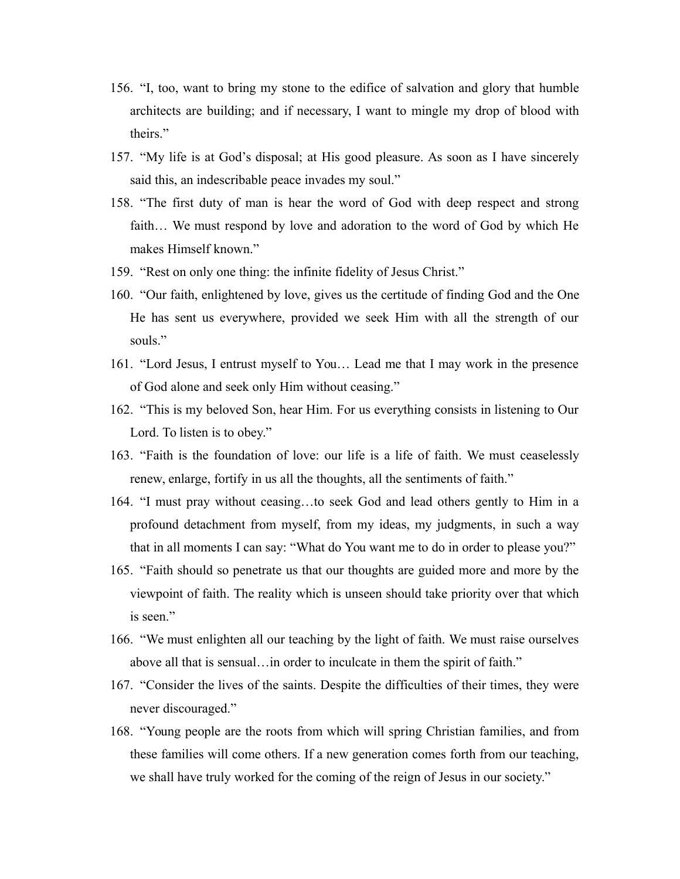156. "I, too, want to bring my stone to the edifice of salvation and glory that humble architects are building; and if necessary, I want to mingle my drop of blood with theirs."
157. "My life is at God's disposal; at His good pleasure. As soon as I have sincerely said this, an indescribable peace invades my soul."
158. "The first duty of man is hear the word of God with deep respect and strong faith… We must respond by love and adoration to the word of God by which He makes Himself known."
159. "Rest on only one thing: the infinite fidelity of Jesus Christ."
160. "Our faith, enlightened by love, gives us the certitude of finding God and the One He has sent us everywhere, provided we seek Him with all the strength of our souls."
161. "Lord Jesus, I entrust myself to You… Lead me that I may work in the presence of God alone and seek only Him without ceasing."
162. "This is my beloved Son, hear Him. For us everything consists in listening to Our Lord. To listen is to obey."
163. "Faith is the foundation of love: our life is a life of faith. We must ceaselessly renew, enlarge, fortify in us all the thoughts, all the sentiments of faith."
164. "I must pray without ceasing…to seek God and lead others gently to Him in a profound detachment from myself, from my ideas, my judgments, in such a way that in all moments I can say: "What do You want me to do in order to please you?"
165. "Faith should so penetrate us that our thoughts are guided more and more by the viewpoint of faith. The reality which is unseen should take priority over that which is seen."
166. "We must enlighten all our teaching by the light of faith. We must raise ourselves above all that is sensual…in order to inculcate in them the spirit of faith."
167. "Consider the lives of the saints. Despite the difficulties of their times, they were never discouraged."
168. "Young people are the roots from which will spring Christian families, and from these families will come others. If a new generation comes forth from our teaching, we shall have truly worked for the coming of the reign of Jesus in our society."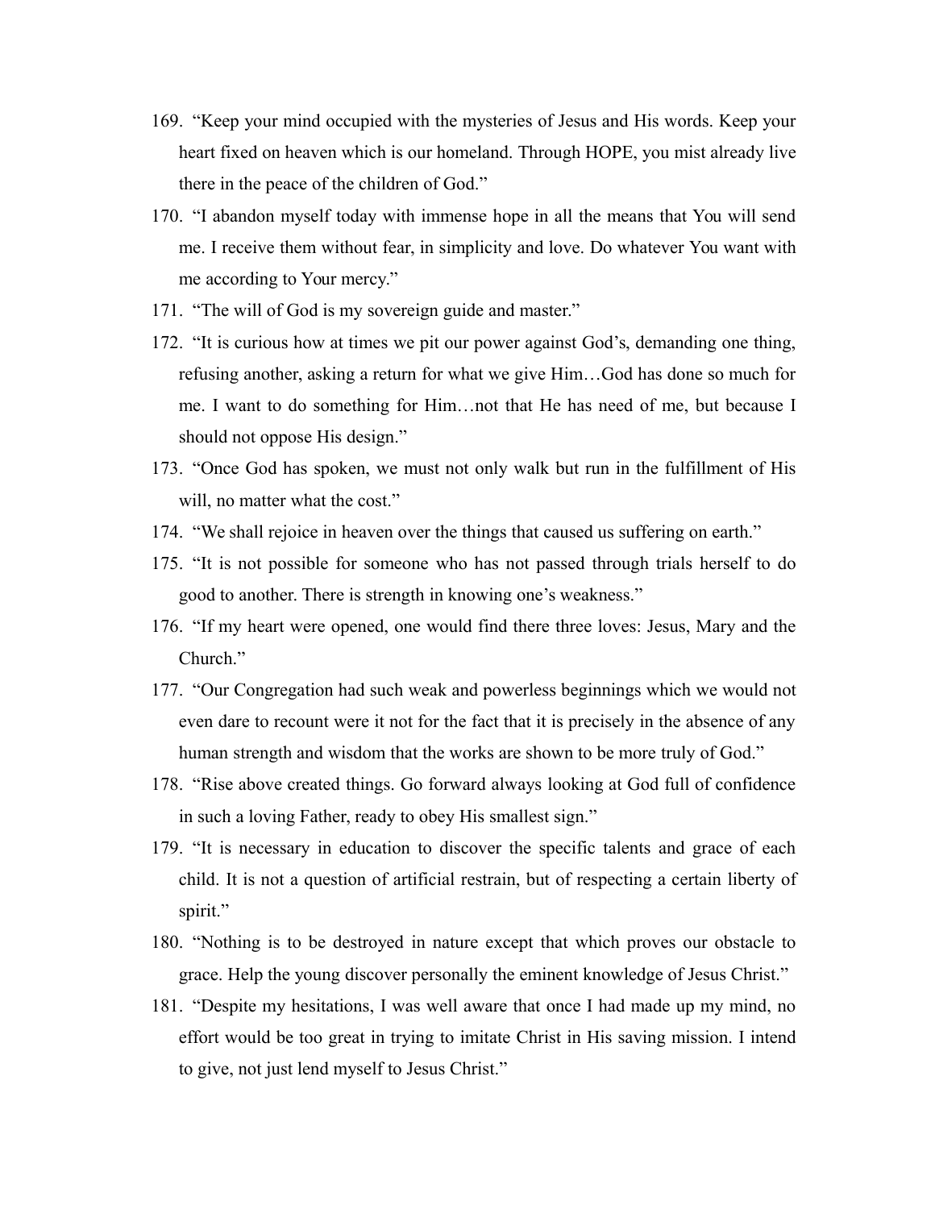169. "Keep your mind occupied with the mysteries of Jesus and His words. Keep your heart fixed on heaven which is our homeland. Through HOPE, you mist already live there in the peace of the children of God."

170. "I abandon myself today with immense hope in all the means that You will send me. I receive them without fear, in simplicity and love. Do whatever You want with me according to Your mercy."

171. "The will of God is my sovereign guide and master."

172. "It is curious how at times we pit our power against God's, demanding one thing, refusing another, asking a return for what we give Him…God has done so much for me. I want to do something for Him…not that He has need of me, but because I should not oppose His design."

173. "Once God has spoken, we must not only walk but run in the fulfillment of His will, no matter what the cost."

174. "We shall rejoice in heaven over the things that caused us suffering on earth."

175. "It is not possible for someone who has not passed through trials herself to do good to another. There is strength in knowing one's weakness."

176. "If my heart were opened, one would find there three loves: Jesus, Mary and the Church."

177. "Our Congregation had such weak and powerless beginnings which we would not even dare to recount were it not for the fact that it is precisely in the absence of any human strength and wisdom that the works are shown to be more truly of God."

178. "Rise above created things. Go forward always looking at God full of confidence in such a loving Father, ready to obey His smallest sign."

179. "It is necessary in education to discover the specific talents and grace of each child. It is not a question of artificial restrain, but of respecting a certain liberty of spirit."

180. "Nothing is to be destroyed in nature except that which proves our obstacle to grace. Help the young discover personally the eminent knowledge of Jesus Christ."

181. "Despite my hesitations, I was well aware that once I had made up my mind, no effort would be too great in trying to imitate Christ in His saving mission. I intend to give, not just lend myself to Jesus Christ."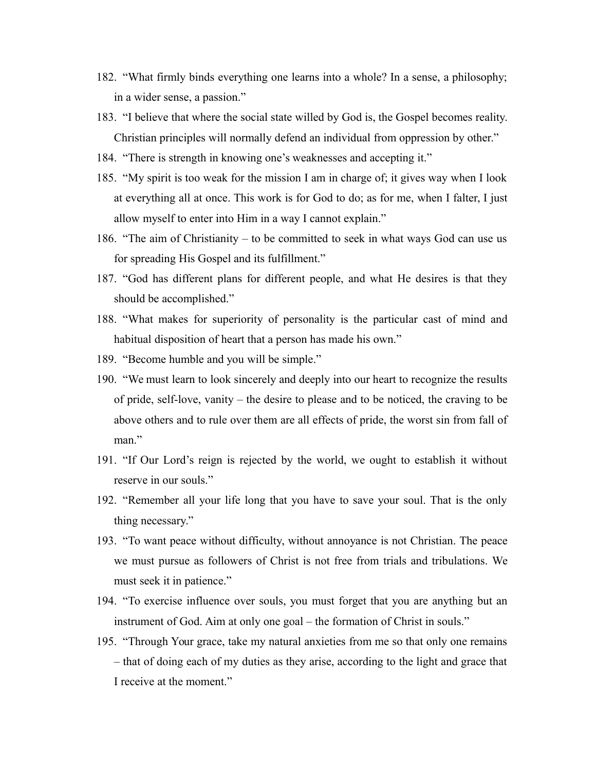182. "What firmly binds everything one learns into a whole? In a sense, a philosophy; in a wider sense, a passion."
183. "I believe that where the social state willed by God is, the Gospel becomes reality. Christian principles will normally defend an individual from oppression by other."
184. "There is strength in knowing one's weaknesses and accepting it."
185. "My spirit is too weak for the mission I am in charge of; it gives way when I look at everything all at once. This work is for God to do; as for me, when I falter, I just allow myself to enter into Him in a way I cannot explain."
186. "The aim of Christianity – to be committed to seek in what ways God can use us for spreading His Gospel and its fulfillment."
187. "God has different plans for different people, and what He desires is that they should be accomplished."
188. "What makes for superiority of personality is the particular cast of mind and habitual disposition of heart that a person has made his own."
189. "Become humble and you will be simple."
190. "We must learn to look sincerely and deeply into our heart to recognize the results of pride, self-love, vanity – the desire to please and to be noticed, the craving to be above others and to rule over them are all effects of pride, the worst sin from fall of man."
191. "If Our Lord's reign is rejected by the world, we ought to establish it without reserve in our souls."
192. "Remember all your life long that you have to save your soul. That is the only thing necessary."
193. "To want peace without difficulty, without annoyance is not Christian. The peace we must pursue as followers of Christ is not free from trials and tribulations. We must seek it in patience."
194. "To exercise influence over souls, you must forget that you are anything but an instrument of God. Aim at only one goal – the formation of Christ in souls."
195. "Through Your grace, take my natural anxieties from me so that only one remains – that of doing each of my duties as they arise, according to the light and grace that I receive at the moment."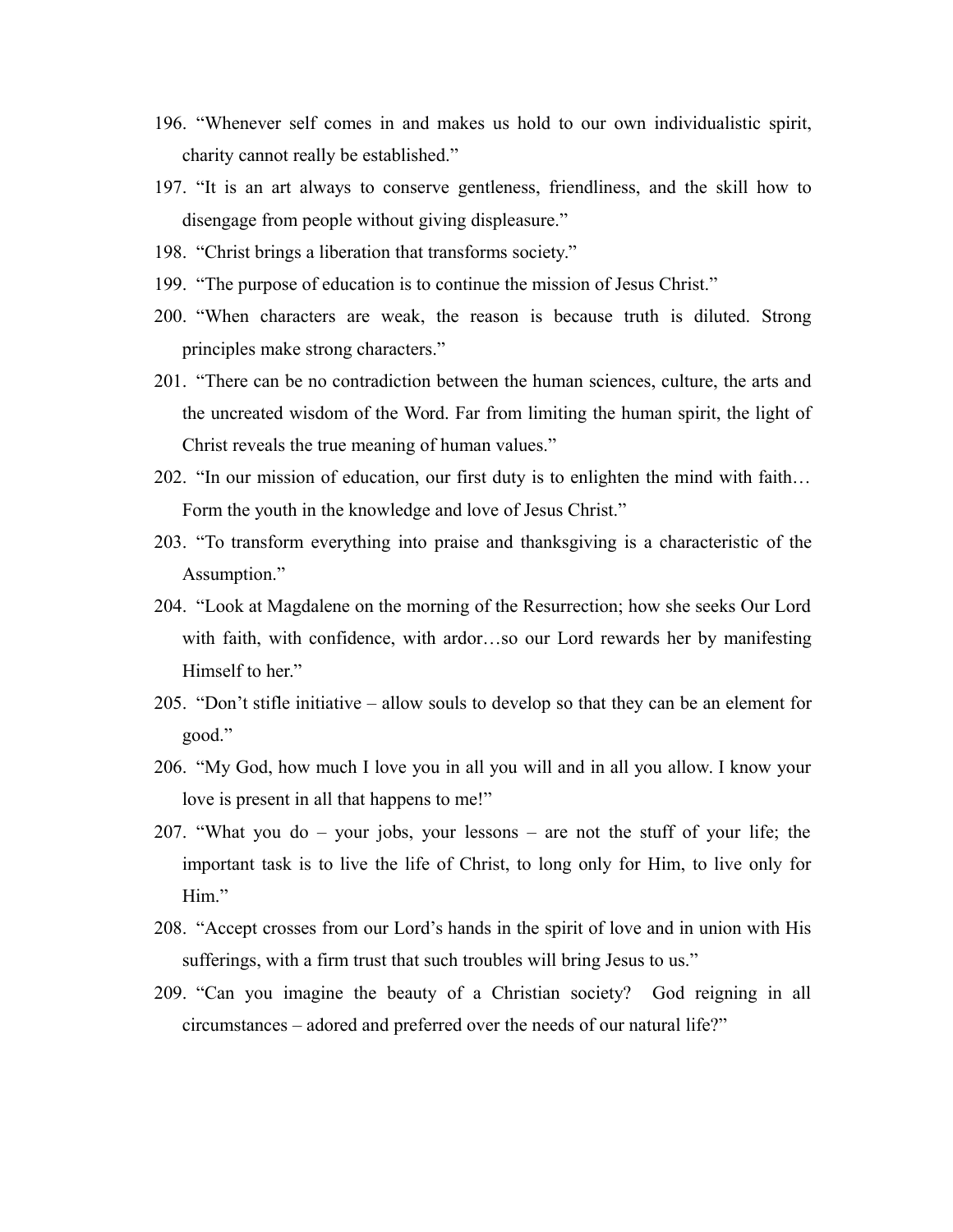196. "Whenever self comes in and makes us hold to our own individualistic spirit, charity cannot really be established."
197. "It is an art always to conserve gentleness, friendliness, and the skill how to disengage from people without giving displeasure."
198. "Christ brings a liberation that transforms society."
199. "The purpose of education is to continue the mission of Jesus Christ."
200. "When characters are weak, the reason is because truth is diluted. Strong principles make strong characters."
201. "There can be no contradiction between the human sciences, culture, the arts and the uncreated wisdom of the Word. Far from limiting the human spirit, the light of Christ reveals the true meaning of human values."
202. "In our mission of education, our first duty is to enlighten the mind with faith… Form the youth in the knowledge and love of Jesus Christ."
203. "To transform everything into praise and thanksgiving is a characteristic of the Assumption."
204. "Look at Magdalene on the morning of the Resurrection; how she seeks Our Lord with faith, with confidence, with ardor…so our Lord rewards her by manifesting Himself to her."
205. "Don't stifle initiative – allow souls to develop so that they can be an element for good."
206. "My God, how much I love you in all you will and in all you allow. I know your love is present in all that happens to me!"
207. "What you do – your jobs, your lessons – are not the stuff of your life; the important task is to live the life of Christ, to long only for Him, to live only for Him."
208. "Accept crosses from our Lord's hands in the spirit of love and in union with His sufferings, with a firm trust that such troubles will bring Jesus to us."
209. "Can you imagine the beauty of a Christian society? God reigning in all circumstances – adored and preferred over the needs of our natural life?"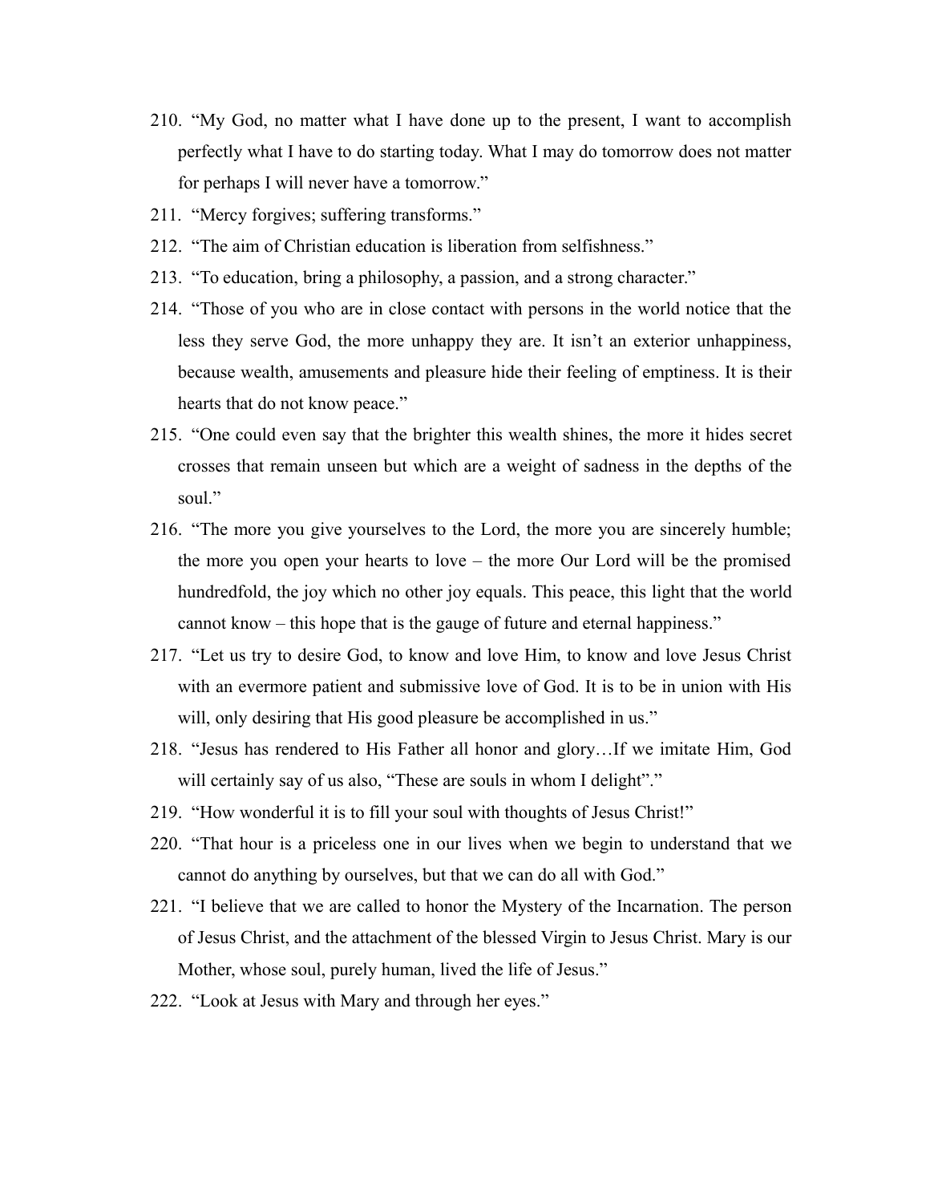210. "My God, no matter what I have done up to the present, I want to accomplish perfectly what I have to do starting today. What I may do tomorrow does not matter for perhaps I will never have a tomorrow."
211. "Mercy forgives; suffering transforms."
212. "The aim of Christian education is liberation from selfishness."
213. "To education, bring a philosophy, a passion, and a strong character."
214. "Those of you who are in close contact with persons in the world notice that the less they serve God, the more unhappy they are. It isn't an exterior unhappiness, because wealth, amusements and pleasure hide their feeling of emptiness. It is their hearts that do not know peace."
215. "One could even say that the brighter this wealth shines, the more it hides secret crosses that remain unseen but which are a weight of sadness in the depths of the soul."
216. "The more you give yourselves to the Lord, the more you are sincerely humble; the more you open your hearts to love – the more Our Lord will be the promised hundredfold, the joy which no other joy equals. This peace, this light that the world cannot know – this hope that is the gauge of future and eternal happiness."
217. "Let us try to desire God, to know and love Him, to know and love Jesus Christ with an evermore patient and submissive love of God. It is to be in union with His will, only desiring that His good pleasure be accomplished in us."
218. "Jesus has rendered to His Father all honor and glory…If we imitate Him, God will certainly say of us also, "These are souls in whom I delight"."
219. "How wonderful it is to fill your soul with thoughts of Jesus Christ!"
220. "That hour is a priceless one in our lives when we begin to understand that we cannot do anything by ourselves, but that we can do all with God."
221. "I believe that we are called to honor the Mystery of the Incarnation. The person of Jesus Christ, and the attachment of the blessed Virgin to Jesus Christ. Mary is our Mother, whose soul, purely human, lived the life of Jesus."
222. "Look at Jesus with Mary and through her eyes."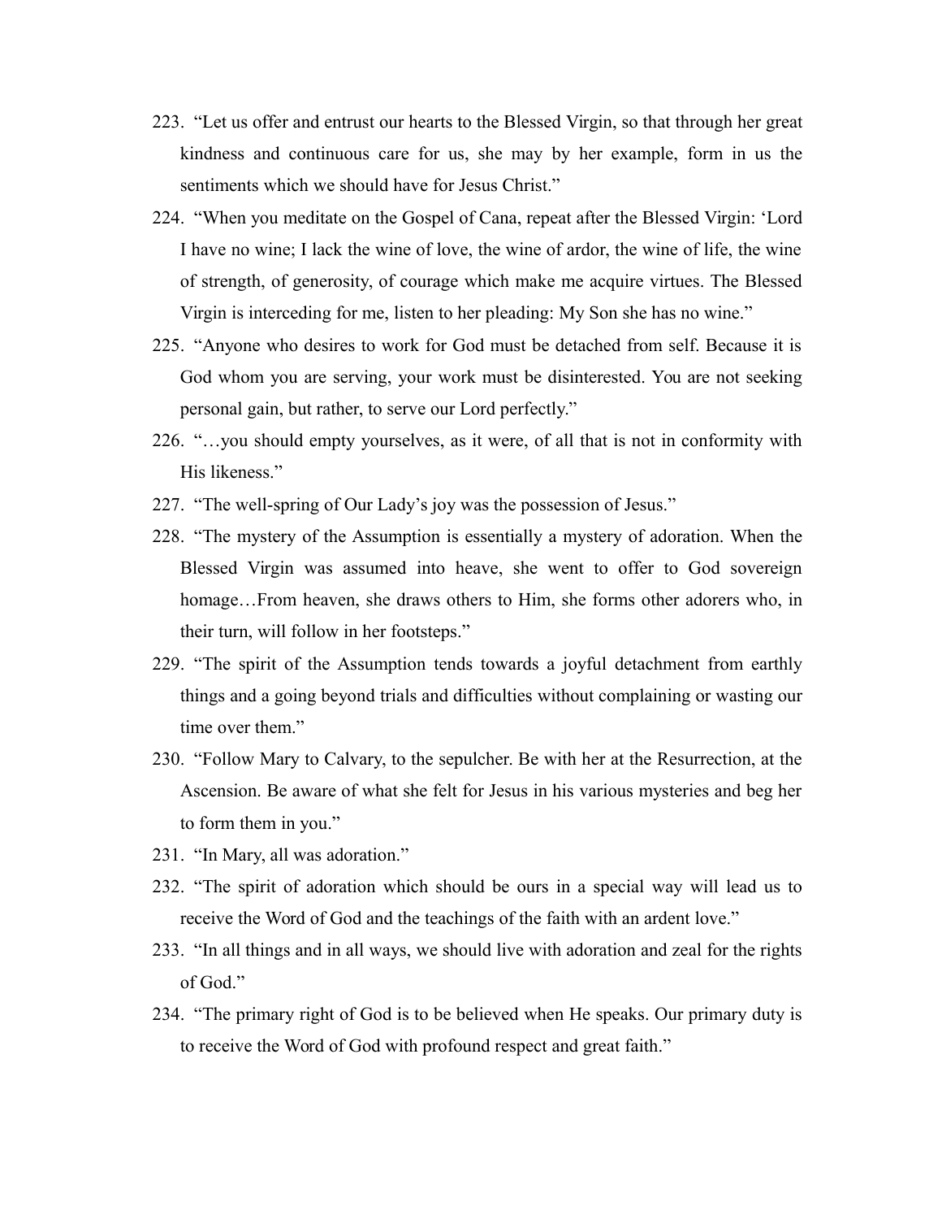223. “Let us offer and entrust our hearts to the Blessed Virgin, so that through her great kindness and continuous care for us, she may by her example, form in us the sentiments which we should have for Jesus Christ.”

224. “When you meditate on the Gospel of Cana, repeat after the Blessed Virgin: ‘Lord I have no wine; I lack the wine of love, the wine of ardor, the wine of life, the wine of strength, of generosity, of courage which make me acquire virtues. The Blessed Virgin is interceding for me, listen to her pleading: My Son she has no wine.”

225. “Anyone who desires to work for God must be detached from self. Because it is God whom you are serving, your work must be disinterested. You are not seeking personal gain, but rather, to serve our Lord perfectly.”

226. “…you should empty yourselves, as it were, of all that is not in conformity with His likeness.”

227. “The well-spring of Our Lady’s joy was the possession of Jesus.”

228. “The mystery of the Assumption is essentially a mystery of adoration. When the Blessed Virgin was assumed into heave, she went to offer to God sovereign homage…From heaven, she draws others to Him, she forms other adorers who, in their turn, will follow in her footsteps.”

229. “The spirit of the Assumption tends towards a joyful detachment from earthly things and a going beyond trials and difficulties without complaining or wasting our time over them.”

230. “Follow Mary to Calvary, to the sepulcher. Be with her at the Resurrection, at the Ascension. Be aware of what she felt for Jesus in his various mysteries and beg her to form them in you.”

231. “In Mary, all was adoration.”

232. “The spirit of adoration which should be ours in a special way will lead us to receive the Word of God and the teachings of the faith with an ardent love.”

233. “In all things and in all ways, we should live with adoration and zeal for the rights of God.”

234. “The primary right of God is to be believed when He speaks. Our primary duty is to receive the Word of God with profound respect and great faith.”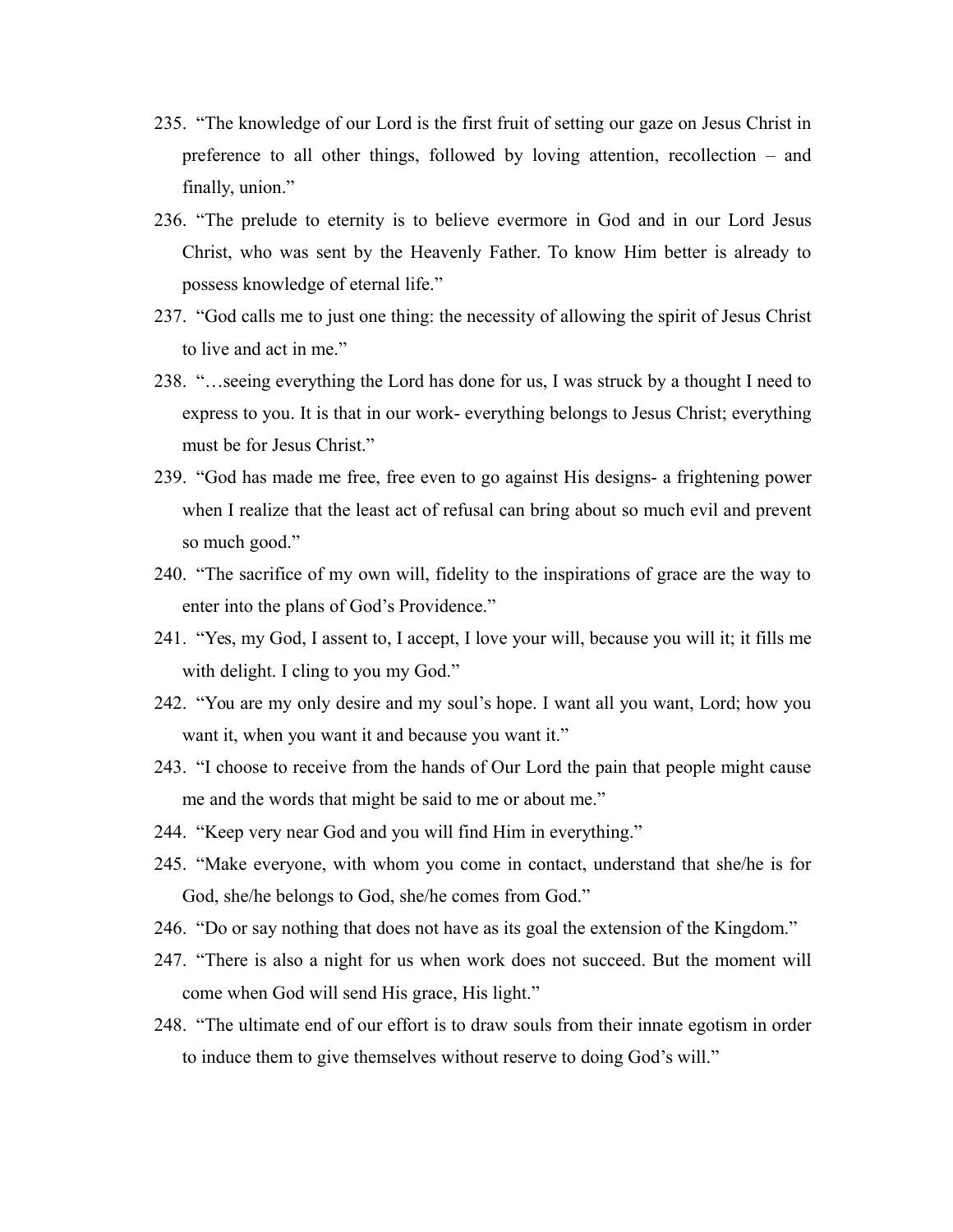235. "The knowledge of our Lord is the first fruit of setting our gaze on Jesus Christ in preference to all other things, followed by loving attention, recollection – and finally, union."

236. "The prelude to eternity is to believe evermore in God and in our Lord Jesus Christ, who was sent by the Heavenly Father. To know Him better is already to possess knowledge of eternal life."

237. "God calls me to just one thing: the necessity of allowing the spirit of Jesus Christ to live and act in me."

238. "…seeing everything the Lord has done for us, I was struck by a thought I need to express to you. It is that in our work- everything belongs to Jesus Christ; everything must be for Jesus Christ."

239. "God has made me free, free even to go against His designs- a frightening power when I realize that the least act of refusal can bring about so much evil and prevent so much good."

240. "The sacrifice of my own will, fidelity to the inspirations of grace are the way to enter into the plans of God's Providence."

241. "Yes, my God, I assent to, I accept, I love your will, because you will it; it fills me with delight. I cling to you my God."

242. "You are my only desire and my soul's hope. I want all you want, Lord; how you want it, when you want it and because you want it."

243. "I choose to receive from the hands of Our Lord the pain that people might cause me and the words that might be said to me or about me."

244. "Keep very near God and you will find Him in everything."

245. "Make everyone, with whom you come in contact, understand that she/he is for God, she/he belongs to God, she/he comes from God."

246. "Do or say nothing that does not have as its goal the extension of the Kingdom."

247. "There is also a night for us when work does not succeed. But the moment will come when God will send His grace, His light."

248. "The ultimate end of our effort is to draw souls from their innate egotism in order to induce them to give themselves without reserve to doing God's will."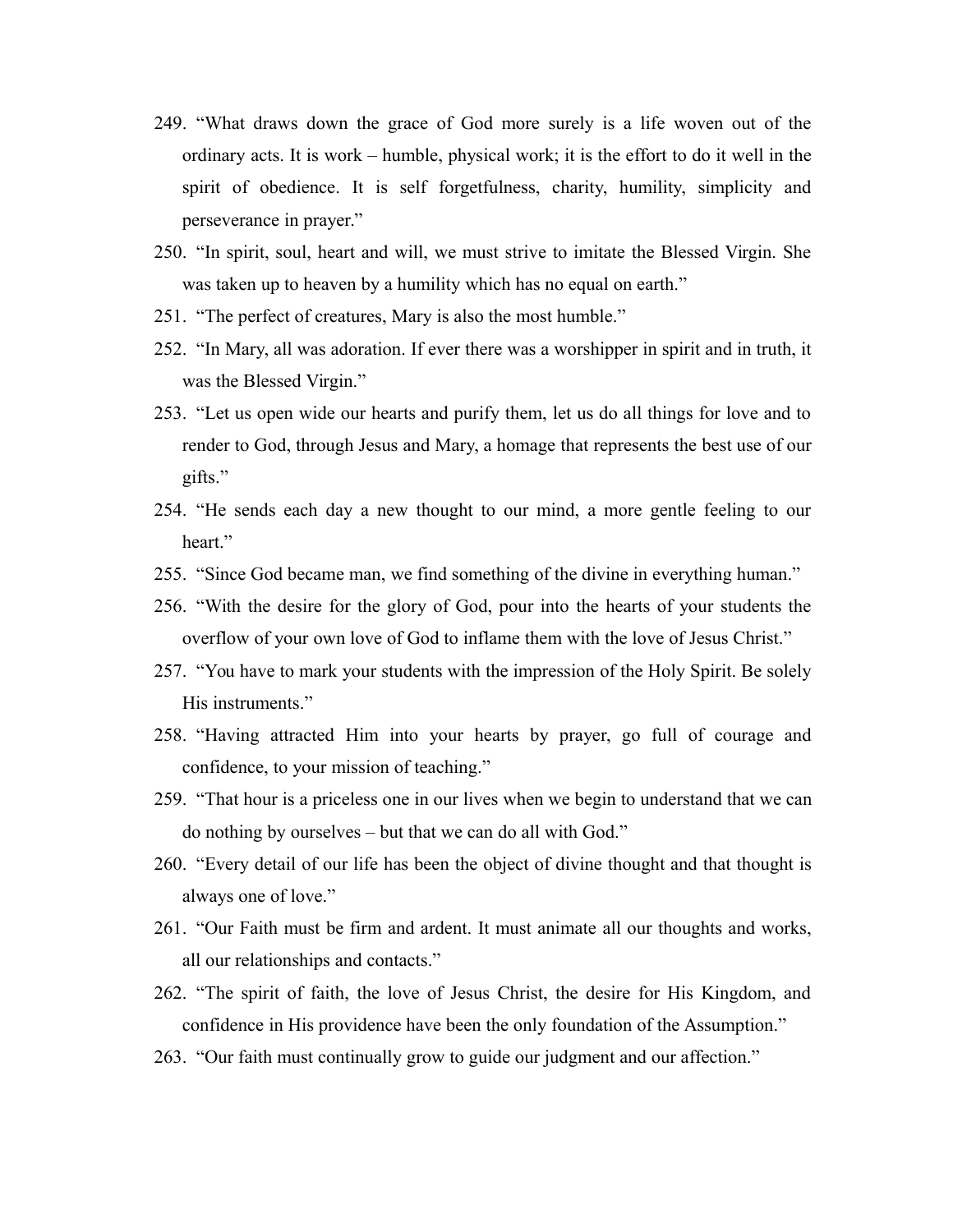249. "What draws down the grace of God more surely is a life woven out of the ordinary acts. It is work – humble, physical work; it is the effort to do it well in the spirit of obedience. It is self forgetfulness, charity, humility, simplicity and perseverance in prayer."
250. "In spirit, soul, heart and will, we must strive to imitate the Blessed Virgin. She was taken up to heaven by a humility which has no equal on earth."
251. "The perfect of creatures, Mary is also the most humble."
252. "In Mary, all was adoration. If ever there was a worshipper in spirit and in truth, it was the Blessed Virgin."
253. "Let us open wide our hearts and purify them, let us do all things for love and to render to God, through Jesus and Mary, a homage that represents the best use of our gifts."
254. "He sends each day a new thought to our mind, a more gentle feeling to our heart."
255. "Since God became man, we find something of the divine in everything human."
256. "With the desire for the glory of God, pour into the hearts of your students the overflow of your own love of God to inflame them with the love of Jesus Christ."
257. "You have to mark your students with the impression of the Holy Spirit. Be solely His instruments."
258. "Having attracted Him into your hearts by prayer, go full of courage and confidence, to your mission of teaching."
259. "That hour is a priceless one in our lives when we begin to understand that we can do nothing by ourselves – but that we can do all with God."
260. "Every detail of our life has been the object of divine thought and that thought is always one of love."
261. "Our Faith must be firm and ardent. It must animate all our thoughts and works, all our relationships and contacts."
262. "The spirit of faith, the love of Jesus Christ, the desire for His Kingdom, and confidence in His providence have been the only foundation of the Assumption."
263. "Our faith must continually grow to guide our judgment and our affection."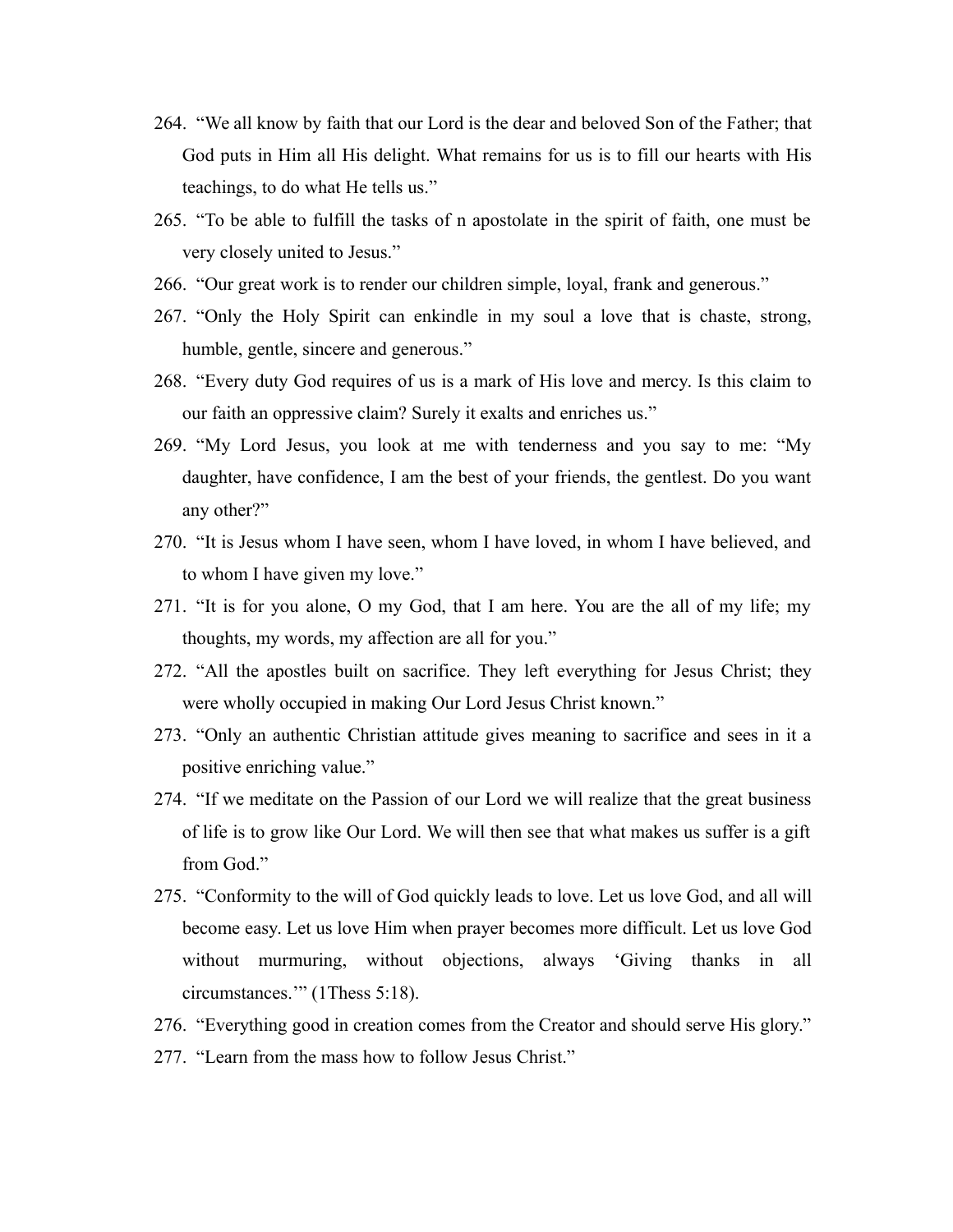264. “We all know by faith that our Lord is the dear and beloved Son of the Father; that God puts in Him all His delight. What remains for us is to fill our hearts with His teachings, to do what He tells us.”
265. “To be able to fulfill the tasks of n apostolate in the spirit of faith, one must be very closely united to Jesus.”
266. “Our great work is to render our children simple, loyal, frank and generous.”
267. “Only the Holy Spirit can enkindle in my soul a love that is chaste, strong, humble, gentle, sincere and generous.”
268. “Every duty God requires of us is a mark of His love and mercy. Is this claim to our faith an oppressive claim? Surely it exalts and enriches us.”
269. “My Lord Jesus, you look at me with tenderness and you say to me: “My daughter, have confidence, I am the best of your friends, the gentlest. Do you want any other?”
270. “It is Jesus whom I have seen, whom I have loved, in whom I have believed, and to whom I have given my love.”
271. “It is for you alone, O my God, that I am here. You are the all of my life; my thoughts, my words, my affection are all for you.”
272. “All the apostles built on sacrifice. They left everything for Jesus Christ; they were wholly occupied in making Our Lord Jesus Christ known.”
273. “Only an authentic Christian attitude gives meaning to sacrifice and sees in it a positive enriching value.”
274. “If we meditate on the Passion of our Lord we will realize that the great business of life is to grow like Our Lord. We will then see that what makes us suffer is a gift from God.”
275. “Conformity to the will of God quickly leads to love. Let us love God, and all will become easy. Let us love Him when prayer becomes more difficult. Let us love God without murmuring, without objections, always ‘Giving thanks in all circumstances.’” (1Thess 5:18).
276. “Everything good in creation comes from the Creator and should serve His glory.”
277. “Learn from the mass how to follow Jesus Christ.”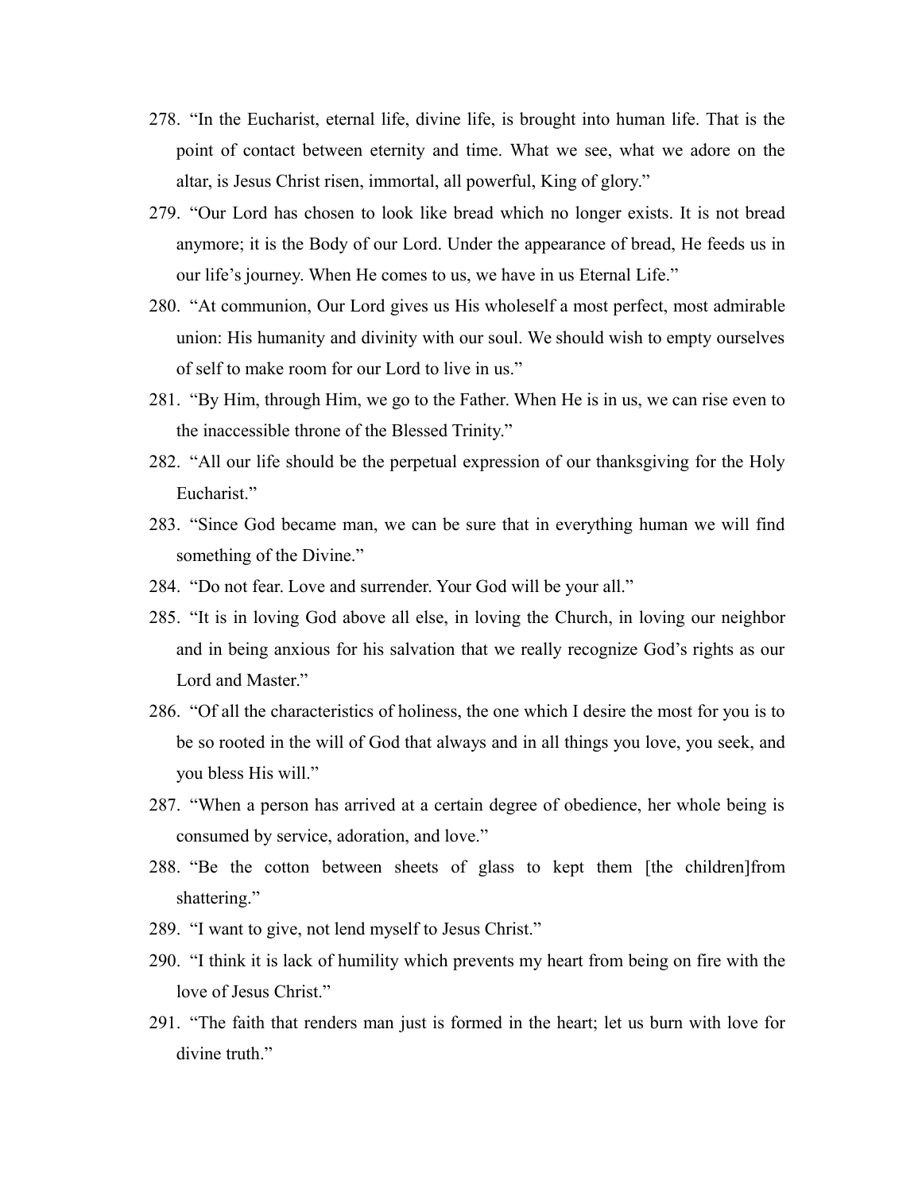278. "In the Eucharist, eternal life, divine life, is brought into human life. That is the point of contact between eternity and time. What we see, what we adore on the altar, is Jesus Christ risen, immortal, all powerful, King of glory."
279. "Our Lord has chosen to look like bread which no longer exists. It is not bread anymore; it is the Body of our Lord. Under the appearance of bread, He feeds us in our life's journey. When He comes to us, we have in us Eternal Life."
280. "At communion, Our Lord gives us His wholeself a most perfect, most admirable union: His humanity and divinity with our soul. We should wish to empty ourselves of self to make room for our Lord to live in us."
281. "By Him, through Him, we go to the Father. When He is in us, we can rise even to the inaccessible throne of the Blessed Trinity."
282. "All our life should be the perpetual expression of our thanksgiving for the Holy Eucharist."
283. "Since God became man, we can be sure that in everything human we will find something of the Divine."
284. "Do not fear. Love and surrender. Your God will be your all."
285. "It is in loving God above all else, in loving the Church, in loving our neighbor and in being anxious for his salvation that we really recognize God's rights as our Lord and Master."
286. "Of all the characteristics of holiness, the one which I desire the most for you is to be so rooted in the will of God that always and in all things you love, you seek, and you bless His will."
287. "When a person has arrived at a certain degree of obedience, her whole being is consumed by service, adoration, and love."
288. "Be the cotton between sheets of glass to kept them [the children]from shattering."
289. "I want to give, not lend myself to Jesus Christ."
290. "I think it is lack of humility which prevents my heart from being on fire with the love of Jesus Christ."
291. "The faith that renders man just is formed in the heart; let us burn with love for divine truth."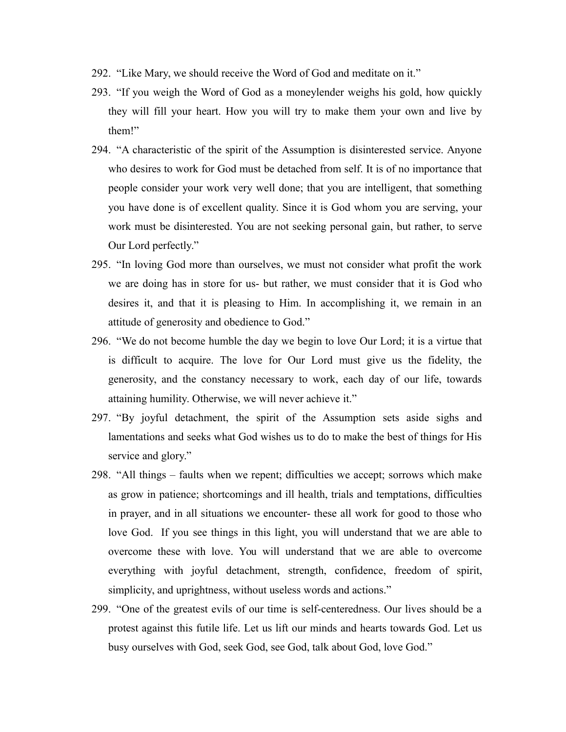292. "Like Mary, we should receive the Word of God and meditate on it."

293. "If you weigh the Word of God as a moneylender weighs his gold, how quickly they will fill your heart. How you will try to make them your own and live by them!"

294. "A characteristic of the spirit of the Assumption is disinterested service. Anyone who desires to work for God must be detached from self. It is of no importance that people consider your work very well done; that you are intelligent, that something you have done is of excellent quality. Since it is God whom you are serving, your work must be disinterested. You are not seeking personal gain, but rather, to serve Our Lord perfectly."

295. "In loving God more than ourselves, we must not consider what profit the work we are doing has in store for us- but rather, we must consider that it is God who desires it, and that it is pleasing to Him. In accomplishing it, we remain in an attitude of generosity and obedience to God."

296. "We do not become humble the day we begin to love Our Lord; it is a virtue that is difficult to acquire. The love for Our Lord must give us the fidelity, the generosity, and the constancy necessary to work, each day of our life, towards attaining humility. Otherwise, we will never achieve it."

297. "By joyful detachment, the spirit of the Assumption sets aside sighs and lamentations and seeks what God wishes us to do to make the best of things for His service and glory."

298. "All things – faults when we repent; difficulties we accept; sorrows which make as grow in patience; shortcomings and ill health, trials and temptations, difficulties in prayer, and in all situations we encounter- these all work for good to those who love God. If you see things in this light, you will understand that we are able to overcome these with love. You will understand that we are able to overcome everything with joyful detachment, strength, confidence, freedom of spirit, simplicity, and uprightness, without useless words and actions."

299. "One of the greatest evils of our time is self-centeredness. Our lives should be a protest against this futile life. Let us lift our minds and hearts towards God. Let us busy ourselves with God, seek God, see God, talk about God, love God."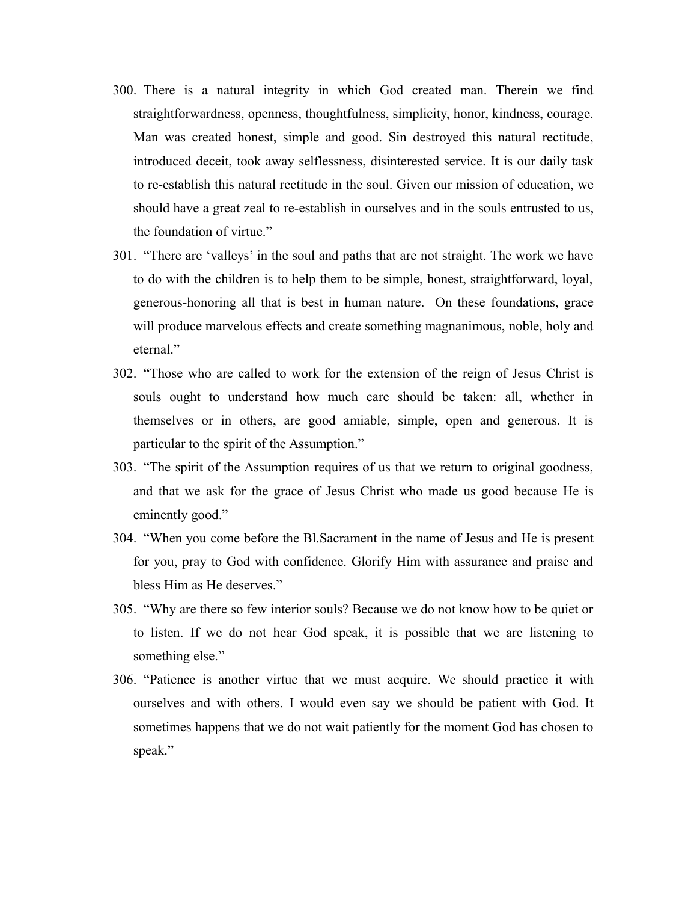300. There is a natural integrity in which God created man. Therein we find straightforwardness, openness, thoughtfulness, simplicity, honor, kindness, courage. Man was created honest, simple and good. Sin destroyed this natural rectitude, introduced deceit, took away selflessness, disinterested service. It is our daily task to re-establish this natural rectitude in the soul. Given our mission of education, we should have a great zeal to re-establish in ourselves and in the souls entrusted to us, the foundation of virtue."

301. "There are 'valleys' in the soul and paths that are not straight. The work we have to do with the children is to help them to be simple, honest, straightforward, loyal, generous-honoring all that is best in human nature. On these foundations, grace will produce marvelous effects and create something magnanimous, noble, holy and eternal."

302. "Those who are called to work for the extension of the reign of Jesus Christ is souls ought to understand how much care should be taken: all, whether in themselves or in others, are good amiable, simple, open and generous. It is particular to the spirit of the Assumption."

303. "The spirit of the Assumption requires of us that we return to original goodness, and that we ask for the grace of Jesus Christ who made us good because He is eminently good."

304. "When you come before the Bl.Sacrament in the name of Jesus and He is present for you, pray to God with confidence. Glorify Him with assurance and praise and bless Him as He deserves."

305. "Why are there so few interior souls? Because we do not know how to be quiet or to listen. If we do not hear God speak, it is possible that we are listening to something else."

306. "Patience is another virtue that we must acquire. We should practice it with ourselves and with others. I would even say we should be patient with God. It sometimes happens that we do not wait patiently for the moment God has chosen to speak."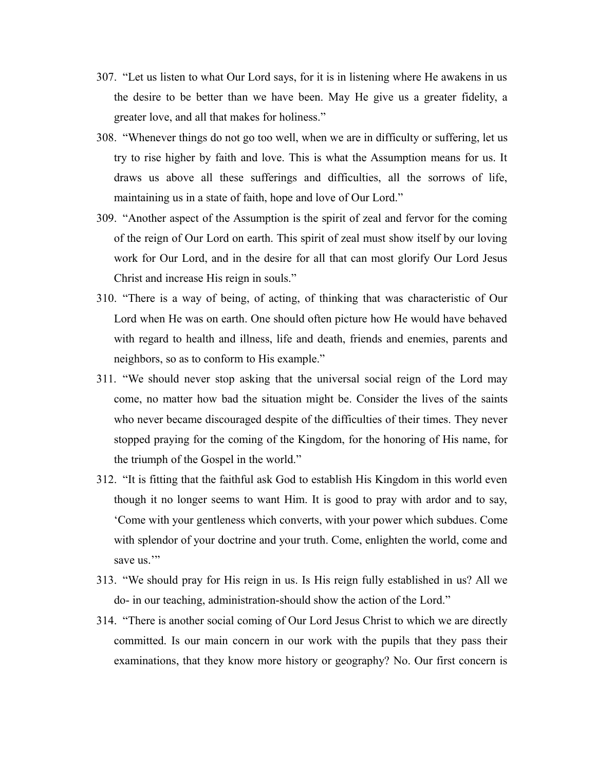307. "Let us listen to what Our Lord says, for it is in listening where He awakens in us the desire to be better than we have been. May He give us a greater fidelity, a greater love, and all that makes for holiness."

308. "Whenever things do not go too well, when we are in difficulty or suffering, let us try to rise higher by faith and love. This is what the Assumption means for us. It draws us above all these sufferings and difficulties, all the sorrows of life, maintaining us in a state of faith, hope and love of Our Lord."

309. "Another aspect of the Assumption is the spirit of zeal and fervor for the coming of the reign of Our Lord on earth. This spirit of zeal must show itself by our loving work for Our Lord, and in the desire for all that can most glorify Our Lord Jesus Christ and increase His reign in souls."

310. "There is a way of being, of acting, of thinking that was characteristic of Our Lord when He was on earth. One should often picture how He would have behaved with regard to health and illness, life and death, friends and enemies, parents and neighbors, so as to conform to His example."

311. "We should never stop asking that the universal social reign of the Lord may come, no matter how bad the situation might be. Consider the lives of the saints who never became discouraged despite of the difficulties of their times. They never stopped praying for the coming of the Kingdom, for the honoring of His name, for the triumph of the Gospel in the world."

312. "It is fitting that the faithful ask God to establish His Kingdom in this world even though it no longer seems to want Him. It is good to pray with ardor and to say, 'Come with your gentleness which converts, with your power which subdues. Come with splendor of your doctrine and your truth. Come, enlighten the world, come and save us.'"

313. "We should pray for His reign in us. Is His reign fully established in us? All we do- in our teaching, administration-should show the action of the Lord."

314. "There is another social coming of Our Lord Jesus Christ to which we are directly committed. Is our main concern in our work with the pupils that they pass their examinations, that they know more history or geography? No. Our first concern is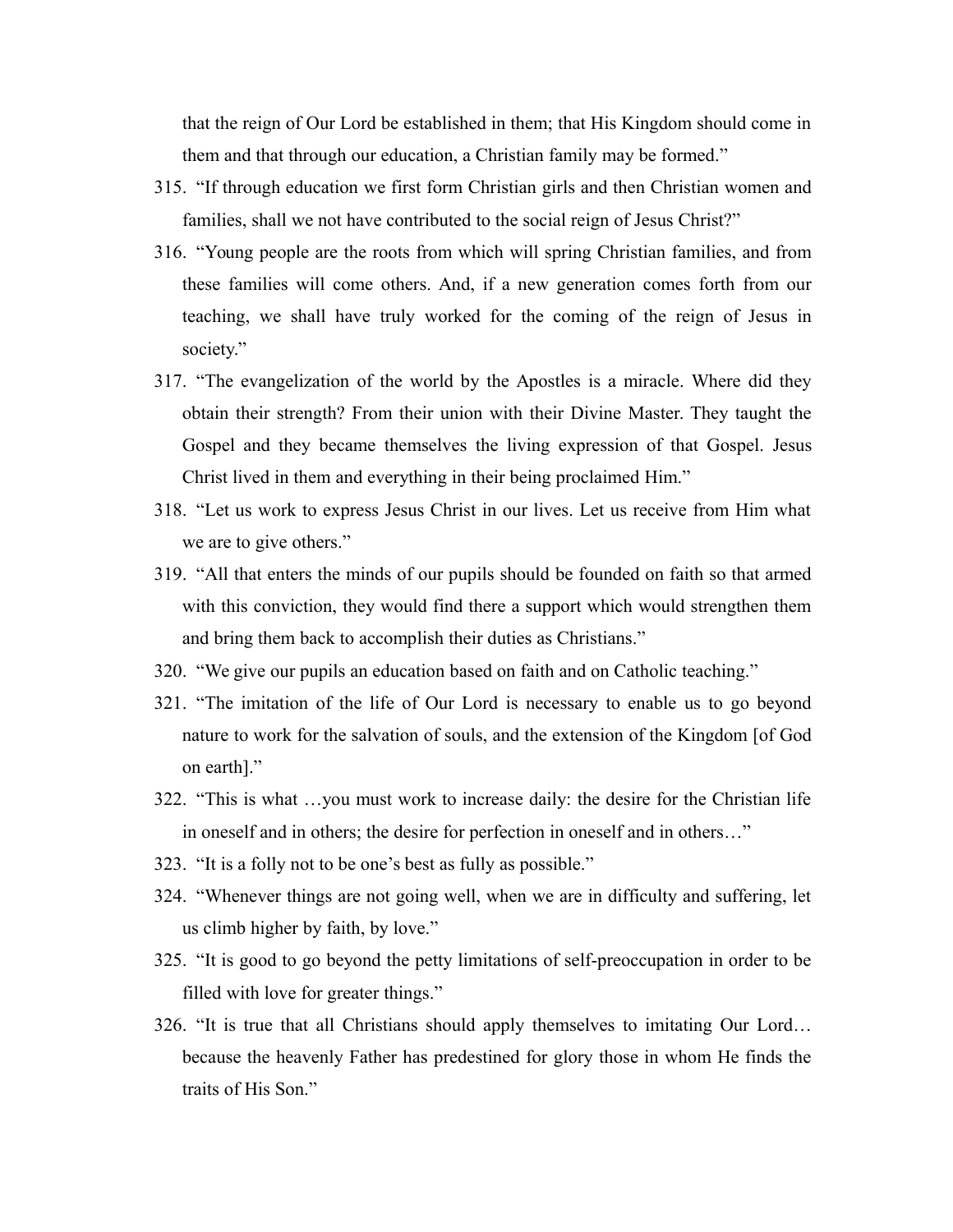that the reign of Our Lord be established in them; that His Kingdom should come in them and that through our education, a Christian family may be formed."

315. "If through education we first form Christian girls and then Christian women and families, shall we not have contributed to the social reign of Jesus Christ?"
316. "Young people are the roots from which will spring Christian families, and from these families will come others. And, if a new generation comes forth from our teaching, we shall have truly worked for the coming of the reign of Jesus in society."
317. "The evangelization of the world by the Apostles is a miracle. Where did they obtain their strength? From their union with their Divine Master. They taught the Gospel and they became themselves the living expression of that Gospel. Jesus Christ lived in them and everything in their being proclaimed Him."
318. "Let us work to express Jesus Christ in our lives. Let us receive from Him what we are to give others."
319. "All that enters the minds of our pupils should be founded on faith so that armed with this conviction, they would find there a support which would strengthen them and bring them back to accomplish their duties as Christians."
320. "We give our pupils an education based on faith and on Catholic teaching."
321. "The imitation of the life of Our Lord is necessary to enable us to go beyond nature to work for the salvation of souls, and the extension of the Kingdom [of God on earth]."
322. "This is what …you must work to increase daily: the desire for the Christian life in oneself and in others; the desire for perfection in oneself and in others…"
323. "It is a folly not to be one's best as fully as possible."
324. "Whenever things are not going well, when we are in difficulty and suffering, let us climb higher by faith, by love."
325. "It is good to go beyond the petty limitations of self-preoccupation in order to be filled with love for greater things."
326. "It is true that all Christians should apply themselves to imitating Our Lord… because the heavenly Father has predestined for glory those in whom He finds the traits of His Son."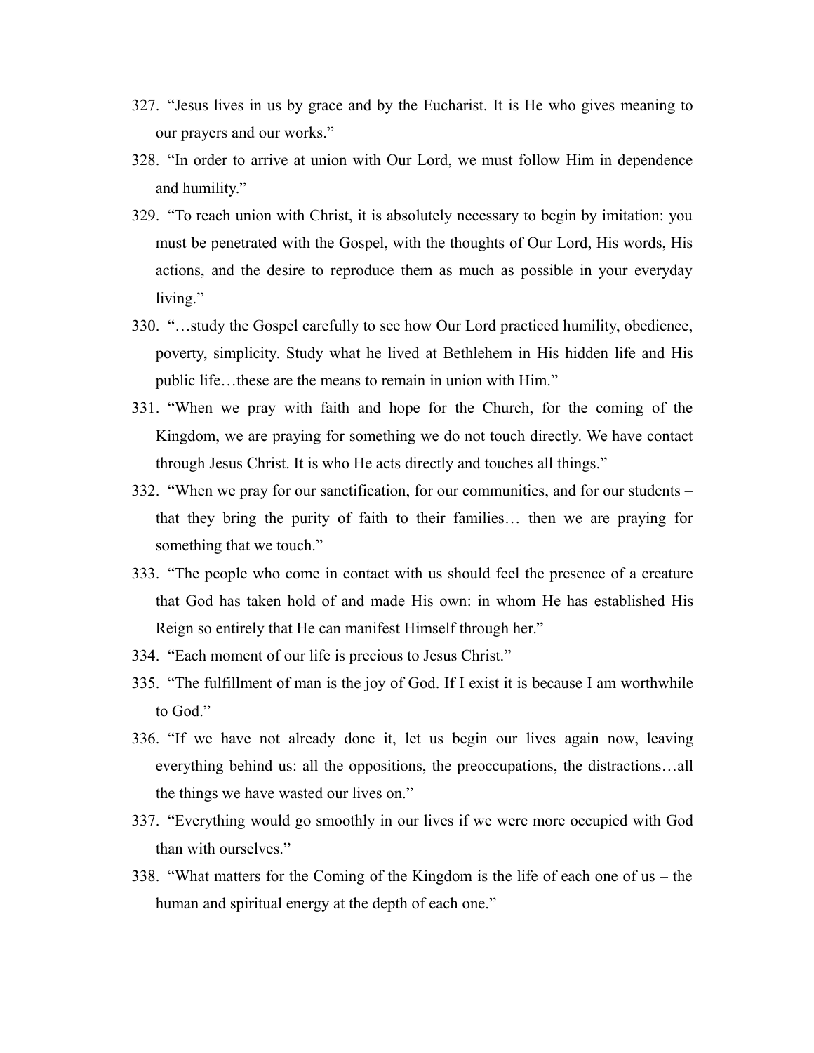327. "Jesus lives in us by grace and by the Eucharist. It is He who gives meaning to our prayers and our works."

328. "In order to arrive at union with Our Lord, we must follow Him in dependence and humility."

329. "To reach union with Christ, it is absolutely necessary to begin by imitation: you must be penetrated with the Gospel, with the thoughts of Our Lord, His words, His actions, and the desire to reproduce them as much as possible in your everyday living."

330. "…study the Gospel carefully to see how Our Lord practiced humility, obedience, poverty, simplicity. Study what he lived at Bethlehem in His hidden life and His public life…these are the means to remain in union with Him."

331. "When we pray with faith and hope for the Church, for the coming of the Kingdom, we are praying for something we do not touch directly. We have contact through Jesus Christ. It is who He acts directly and touches all things."

332. "When we pray for our sanctification, for our communities, and for our students – that they bring the purity of faith to their families… then we are praying for something that we touch."

333. "The people who come in contact with us should feel the presence of a creature that God has taken hold of and made His own: in whom He has established His Reign so entirely that He can manifest Himself through her."

334. "Each moment of our life is precious to Jesus Christ."

335. "The fulfillment of man is the joy of God. If I exist it is because I am worthwhile to God."

336. "If we have not already done it, let us begin our lives again now, leaving everything behind us: all the oppositions, the preoccupations, the distractions…all the things we have wasted our lives on."

337. "Everything would go smoothly in our lives if we were more occupied with God than with ourselves."

338. "What matters for the Coming of the Kingdom is the life of each one of us – the human and spiritual energy at the depth of each one."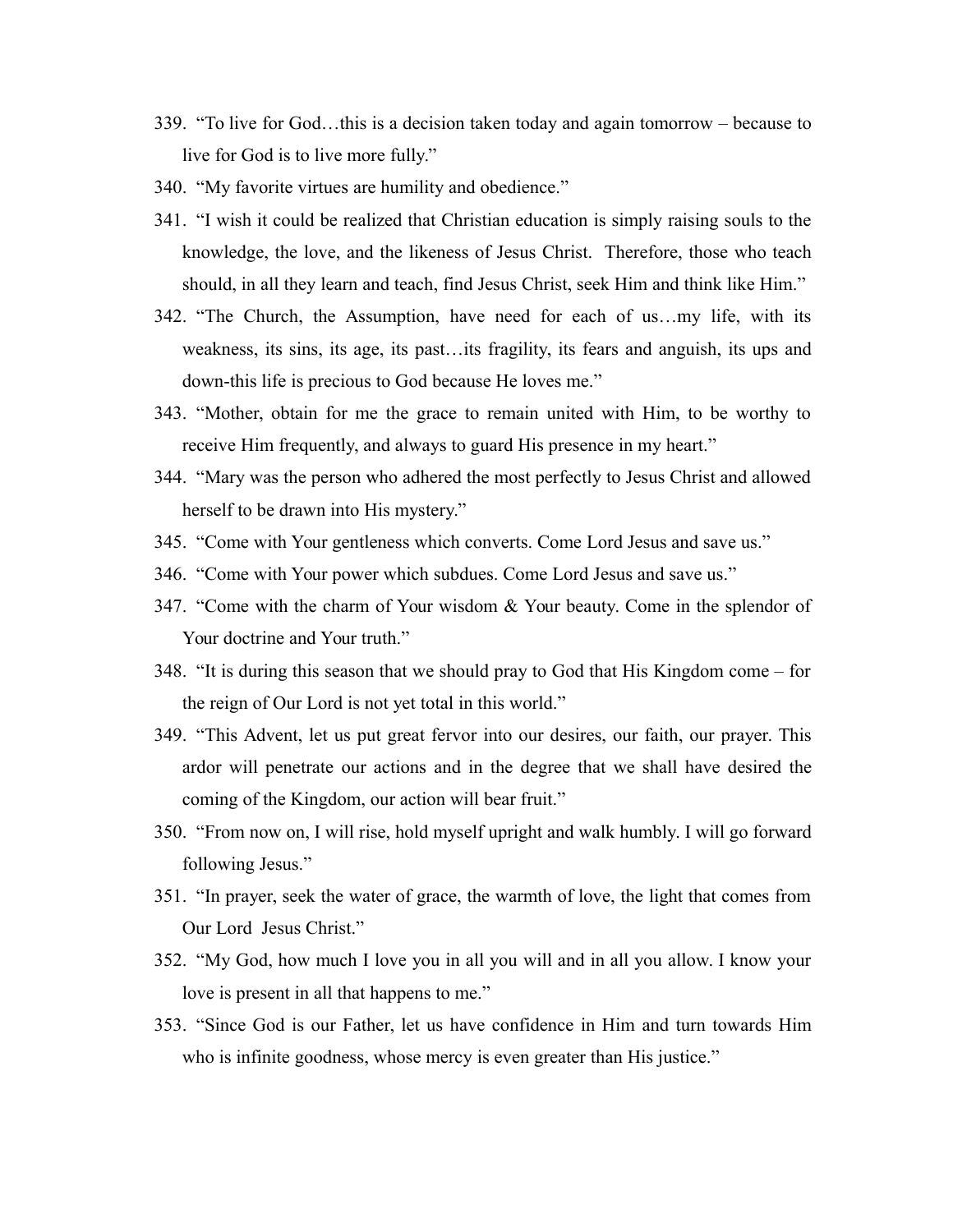339. "To live for God…this is a decision taken today and again tomorrow – because to live for God is to live more fully."
340. "My favorite virtues are humility and obedience."
341. "I wish it could be realized that Christian education is simply raising souls to the knowledge, the love, and the likeness of Jesus Christ. Therefore, those who teach should, in all they learn and teach, find Jesus Christ, seek Him and think like Him."
342. "The Church, the Assumption, have need for each of us…my life, with its weakness, its sins, its age, its past…its fragility, its fears and anguish, its ups and down-this life is precious to God because He loves me."
343. "Mother, obtain for me the grace to remain united with Him, to be worthy to receive Him frequently, and always to guard His presence in my heart."
344. "Mary was the person who adhered the most perfectly to Jesus Christ and allowed herself to be drawn into His mystery."
345. "Come with Your gentleness which converts. Come Lord Jesus and save us."
346. "Come with Your power which subdues. Come Lord Jesus and save us."
347. "Come with the charm of Your wisdom & Your beauty. Come in the splendor of Your doctrine and Your truth."
348. "It is during this season that we should pray to God that His Kingdom come – for the reign of Our Lord is not yet total in this world."
349. "This Advent, let us put great fervor into our desires, our faith, our prayer. This ardor will penetrate our actions and in the degree that we shall have desired the coming of the Kingdom, our action will bear fruit."
350. "From now on, I will rise, hold myself upright and walk humbly. I will go forward following Jesus."
351. "In prayer, seek the water of grace, the warmth of love, the light that comes from Our Lord Jesus Christ."
352. "My God, how much I love you in all you will and in all you allow. I know your love is present in all that happens to me."
353. "Since God is our Father, let us have confidence in Him and turn towards Him who is infinite goodness, whose mercy is even greater than His justice."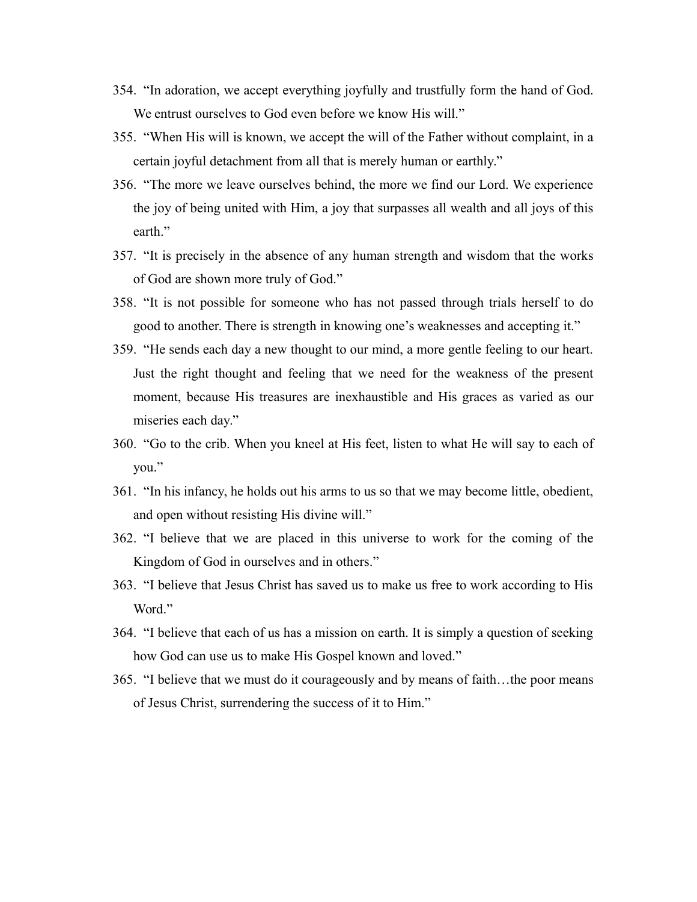354. "In adoration, we accept everything joyfully and trustfully form the hand of God. We entrust ourselves to God even before we know His will."

355. "When His will is known, we accept the will of the Father without complaint, in a certain joyful detachment from all that is merely human or earthly."

356. "The more we leave ourselves behind, the more we find our Lord. We experience the joy of being united with Him, a joy that surpasses all wealth and all joys of this earth."

357. "It is precisely in the absence of any human strength and wisdom that the works of God are shown more truly of God."

358. "It is not possible for someone who has not passed through trials herself to do good to another. There is strength in knowing one's weaknesses and accepting it."

359. "He sends each day a new thought to our mind, a more gentle feeling to our heart. Just the right thought and feeling that we need for the weakness of the present moment, because His treasures are inexhaustible and His graces as varied as our miseries each day."

360. "Go to the crib. When you kneel at His feet, listen to what He will say to each of you."

361. "In his infancy, he holds out his arms to us so that we may become little, obedient, and open without resisting His divine will."

362. "I believe that we are placed in this universe to work for the coming of the Kingdom of God in ourselves and in others."

363. "I believe that Jesus Christ has saved us to make us free to work according to His Word."

364. "I believe that each of us has a mission on earth. It is simply a question of seeking how God can use us to make His Gospel known and loved."

365. "I believe that we must do it courageously and by means of faith…the poor means of Jesus Christ, surrendering the success of it to Him."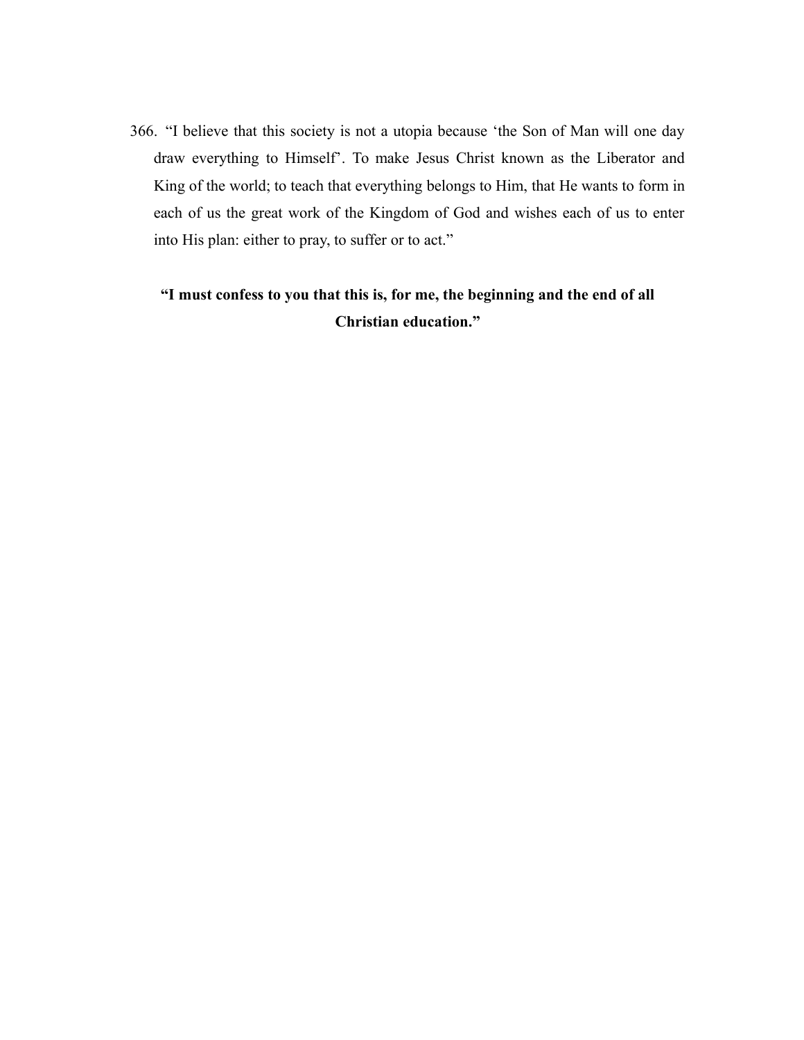366. "I believe that this society is not a utopia because 'the Son of Man will one day draw everything to Himself'. To make Jesus Christ known as the Liberator and King of the world; to teach that everything belongs to Him, that He wants to form in each of us the great work of the Kingdom of God and wishes each of us to enter into His plan: either to pray, to suffer or to act."

**"I must confess to you that this is, for me, the beginning and the end of all Christian education."**